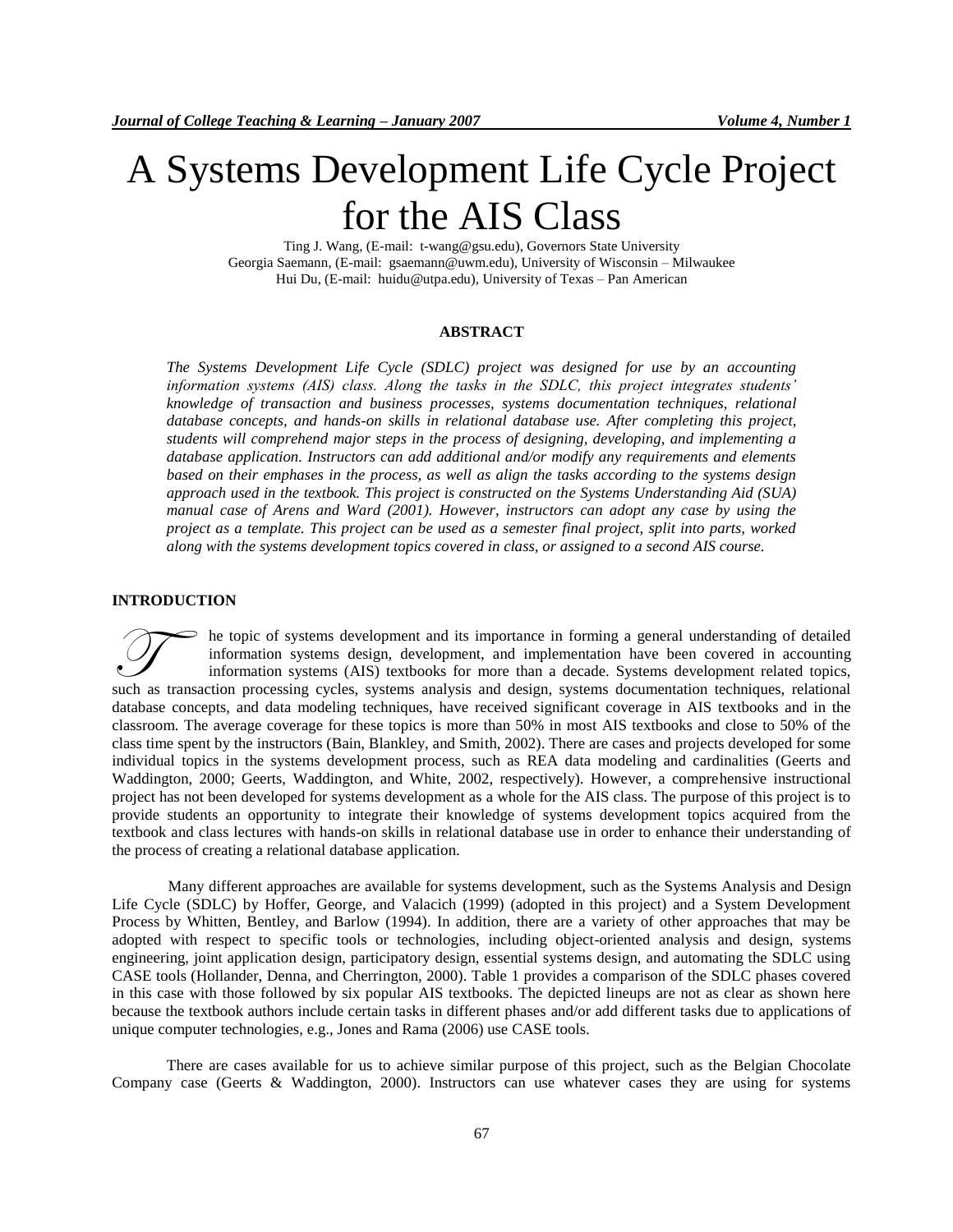# A Systems Development Life Cycle Project for the AIS Class

Ting J. Wang, (E-mail: t-wang@gsu.edu), Governors State University
Georgia Saemann, (E-mail: gsaemann@uwm.edu), University of Wisconsin – Milwaukee
Hui Du, (E-mail: huidu@utpa.edu), University of Texas – Pan American

## ABSTRACT

*The Systems Development Life Cycle (SDLC) project was designed for use by an accounting information systems (AIS) class. Along the tasks in the SDLC, this project integrates students' knowledge of transaction and business processes, systems documentation techniques, relational database concepts, and hands-on skills in relational database use. After completing this project, students will comprehend major steps in the process of designing, developing, and implementing a database application. Instructors can add additional and/or modify any requirements and elements based on their emphases in the process, as well as align the tasks according to the systems design approach used in the textbook. This project is constructed on the Systems Understanding Aid (SUA) manual case of Arens and Ward (2001). However, instructors can adopt any case by using the project as a template. This project can be used as a semester final project, split into parts, worked along with the systems development topics covered in class, or assigned to a second AIS course.*

## INTRODUCTION

The topic of systems development and its importance in forming a general understanding of detailed information systems design, development, and implementation have been covered in accounting information systems (AIS) textbooks for more than a decade. Systems development related topics, such as transaction processing cycles, systems analysis and design, systems documentation techniques, relational database concepts, and data modeling techniques, have received significant coverage in AIS textbooks and in the classroom. The average coverage for these topics is more than 50% in most AIS textbooks and close to 50% of the class time spent by the instructors (Bain, Blankley, and Smith, 2002). There are cases and projects developed for some individual topics in the systems development process, such as REA data modeling and cardinalities (Geerts and Waddington, 2000; Geerts, Waddington, and White, 2002, respectively). However, a comprehensive instructional project has not been developed for systems development as a whole for the AIS class. The purpose of this project is to provide students an opportunity to integrate their knowledge of systems development topics acquired from the textbook and class lectures with hands-on skills in relational database use in order to enhance their understanding of the process of creating a relational database application.

Many different approaches are available for systems development, such as the Systems Analysis and Design Life Cycle (SDLC) by Hoffer, George, and Valacich (1999) (adopted in this project) and a System Development Process by Whitten, Bentley, and Barlow (1994). In addition, there are a variety of other approaches that may be adopted with respect to specific tools or technologies, including object-oriented analysis and design, systems engineering, joint application design, participatory design, essential systems design, and automating the SDLC using CASE tools (Hollander, Denna, and Cherrington, 2000). Table 1 provides a comparison of the SDLC phases covered in this case with those followed by six popular AIS textbooks. The depicted lineups are not as clear as shown here because the textbook authors include certain tasks in different phases and/or add different tasks due to applications of unique computer technologies, e.g., Jones and Rama (2006) use CASE tools.

There are cases available for us to achieve similar purpose of this project, such as the Belgian Chocolate Company case (Geerts & Waddington, 2000). Instructors can use whatever cases they are using for systems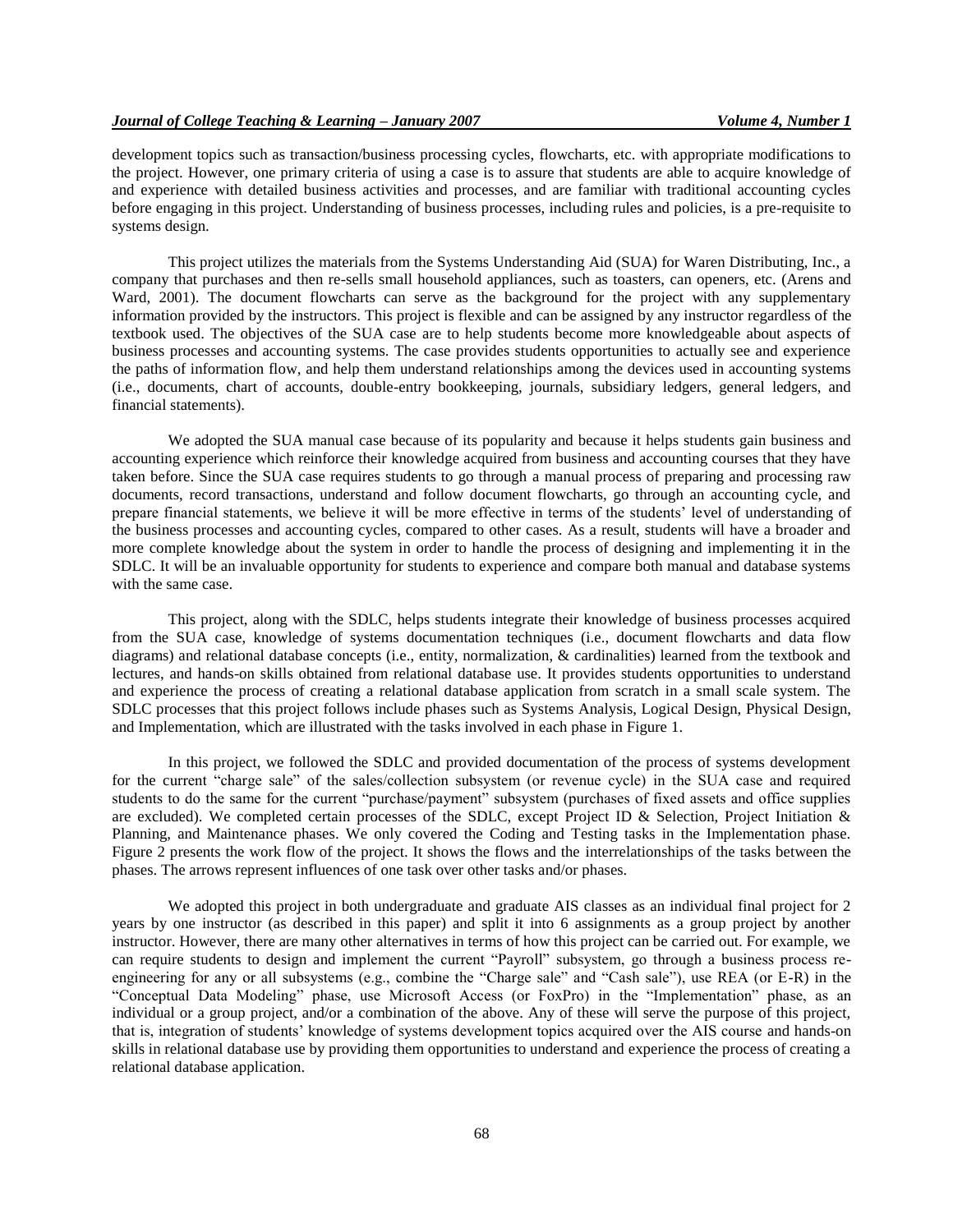development topics such as transaction/business processing cycles, flowcharts, etc. with appropriate modifications to the project. However, one primary criteria of using a case is to assure that students are able to acquire knowledge of and experience with detailed business activities and processes, and are familiar with traditional accounting cycles before engaging in this project. Understanding of business processes, including rules and policies, is a pre-requisite to systems design.

This project utilizes the materials from the Systems Understanding Aid (SUA) for Waren Distributing, Inc., a company that purchases and then re-sells small household appliances, such as toasters, can openers, etc. (Arens and Ward, 2001). The document flowcharts can serve as the background for the project with any supplementary information provided by the instructors. This project is flexible and can be assigned by any instructor regardless of the textbook used. The objectives of the SUA case are to help students become more knowledgeable about aspects of business processes and accounting systems. The case provides students opportunities to actually see and experience the paths of information flow, and help them understand relationships among the devices used in accounting systems (i.e., documents, chart of accounts, double-entry bookkeeping, journals, subsidiary ledgers, general ledgers, and financial statements).

We adopted the SUA manual case because of its popularity and because it helps students gain business and accounting experience which reinforce their knowledge acquired from business and accounting courses that they have taken before. Since the SUA case requires students to go through a manual process of preparing and processing raw documents, record transactions, understand and follow document flowcharts, go through an accounting cycle, and prepare financial statements, we believe it will be more effective in terms of the students' level of understanding of the business processes and accounting cycles, compared to other cases. As a result, students will have a broader and more complete knowledge about the system in order to handle the process of designing and implementing it in the SDLC. It will be an invaluable opportunity for students to experience and compare both manual and database systems with the same case.

This project, along with the SDLC, helps students integrate their knowledge of business processes acquired from the SUA case, knowledge of systems documentation techniques (i.e., document flowcharts and data flow diagrams) and relational database concepts (i.e., entity, normalization, & cardinalities) learned from the textbook and lectures, and hands-on skills obtained from relational database use. It provides students opportunities to understand and experience the process of creating a relational database application from scratch in a small scale system. The SDLC processes that this project follows include phases such as Systems Analysis, Logical Design, Physical Design, and Implementation, which are illustrated with the tasks involved in each phase in Figure 1.

In this project, we followed the SDLC and provided documentation of the process of systems development for the current "charge sale" of the sales/collection subsystem (or revenue cycle) in the SUA case and required students to do the same for the current "purchase/payment" subsystem (purchases of fixed assets and office supplies are excluded). We completed certain processes of the SDLC, except Project ID & Selection, Project Initiation & Planning, and Maintenance phases. We only covered the Coding and Testing tasks in the Implementation phase. Figure 2 presents the work flow of the project. It shows the flows and the interrelationships of the tasks between the phases. The arrows represent influences of one task over other tasks and/or phases.

We adopted this project in both undergraduate and graduate AIS classes as an individual final project for 2 years by one instructor (as described in this paper) and split it into 6 assignments as a group project by another instructor. However, there are many other alternatives in terms of how this project can be carried out. For example, we can require students to design and implement the current "Payroll" subsystem, go through a business process re-engineering for any or all subsystems (e.g., combine the "Charge sale" and "Cash sale"), use REA (or E-R) in the "Conceptual Data Modeling" phase, use Microsoft Access (or FoxPro) in the "Implementation" phase, as an individual or a group project, and/or a combination of the above. Any of these will serve the purpose of this project, that is, integration of students' knowledge of systems development topics acquired over the AIS course and hands-on skills in relational database use by providing them opportunities to understand and experience the process of creating a relational database application.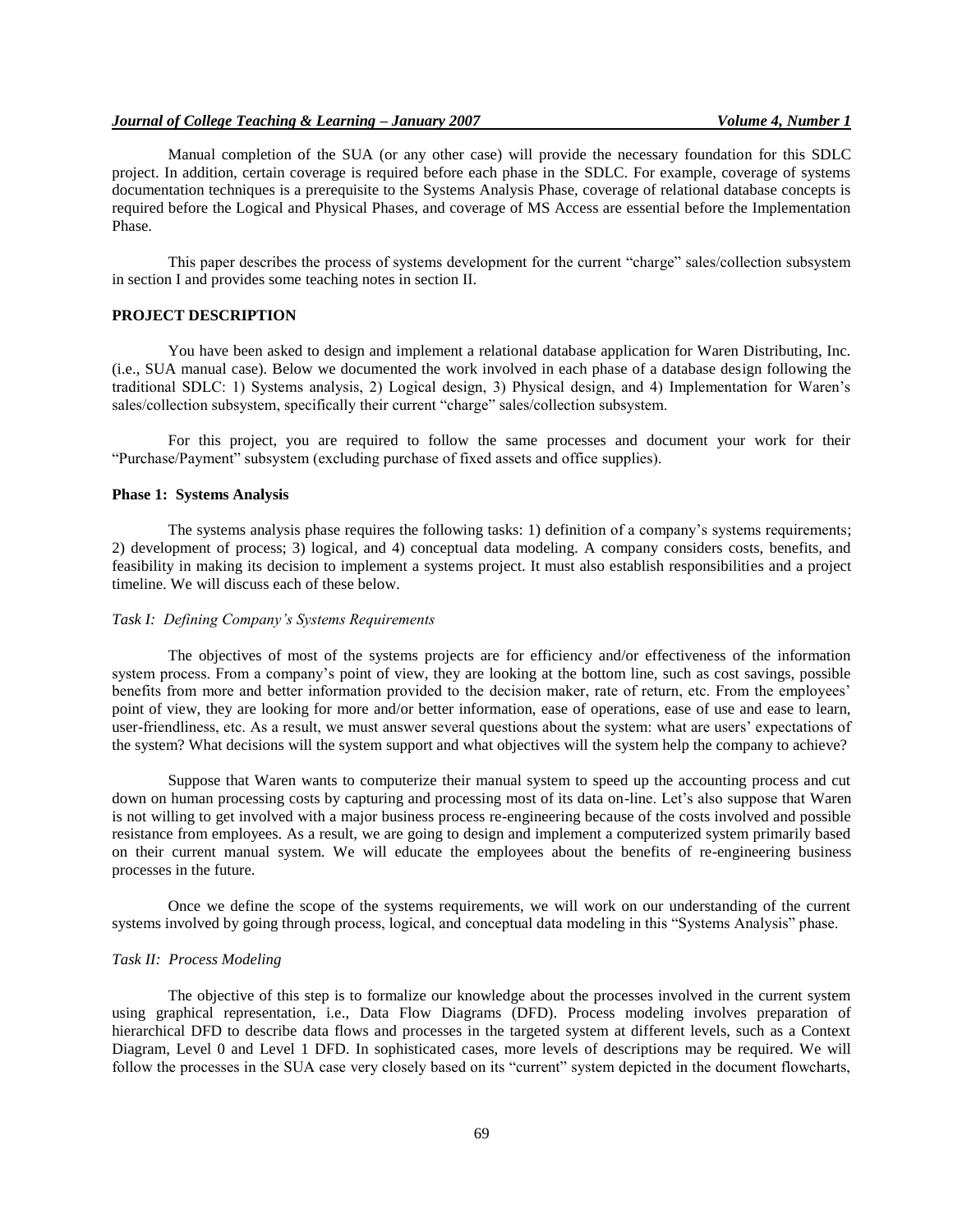Manual completion of the SUA (or any other case) will provide the necessary foundation for this SDLC project. In addition, certain coverage is required before each phase in the SDLC. For example, coverage of systems documentation techniques is a prerequisite to the Systems Analysis Phase, coverage of relational database concepts is required before the Logical and Physical Phases, and coverage of MS Access are essential before the Implementation Phase.

This paper describes the process of systems development for the current "charge" sales/collection subsystem in section I and provides some teaching notes in section II.

## PROJECT DESCRIPTION

You have been asked to design and implement a relational database application for Waren Distributing, Inc. (i.e., SUA manual case). Below we documented the work involved in each phase of a database design following the traditional SDLC: 1) Systems analysis, 2) Logical design, 3) Physical design, and 4) Implementation for Waren's sales/collection subsystem, specifically their current "charge" sales/collection subsystem.

For this project, you are required to follow the same processes and document your work for their "Purchase/Payment" subsystem (excluding purchase of fixed assets and office supplies).

### Phase 1: Systems Analysis

The systems analysis phase requires the following tasks: 1) definition of a company's systems requirements; 2) development of process; 3) logical, and 4) conceptual data modeling. A company considers costs, benefits, and feasibility in making its decision to implement a systems project. It must also establish responsibilities and a project timeline. We will discuss each of these below.

#### *Task I: Defining Company's Systems Requirements*

The objectives of most of the systems projects are for efficiency and/or effectiveness of the information system process. From a company's point of view, they are looking at the bottom line, such as cost savings, possible benefits from more and better information provided to the decision maker, rate of return, etc. From the employees' point of view, they are looking for more and/or better information, ease of operations, ease of use and ease to learn, user-friendliness, etc. As a result, we must answer several questions about the system: what are users' expectations of the system? What decisions will the system support and what objectives will the system help the company to achieve?

Suppose that Waren wants to computerize their manual system to speed up the accounting process and cut down on human processing costs by capturing and processing most of its data on-line. Let's also suppose that Waren is not willing to get involved with a major business process re-engineering because of the costs involved and possible resistance from employees. As a result, we are going to design and implement a computerized system primarily based on their current manual system. We will educate the employees about the benefits of re-engineering business processes in the future.

Once we define the scope of the systems requirements, we will work on our understanding of the current systems involved by going through process, logical, and conceptual data modeling in this "Systems Analysis" phase.

#### *Task II: Process Modeling*

The objective of this step is to formalize our knowledge about the processes involved in the current system using graphical representation, i.e., Data Flow Diagrams (DFD). Process modeling involves preparation of hierarchical DFD to describe data flows and processes in the targeted system at different levels, such as a Context Diagram, Level 0 and Level 1 DFD. In sophisticated cases, more levels of descriptions may be required. We will follow the processes in the SUA case very closely based on its "current" system depicted in the document flowcharts,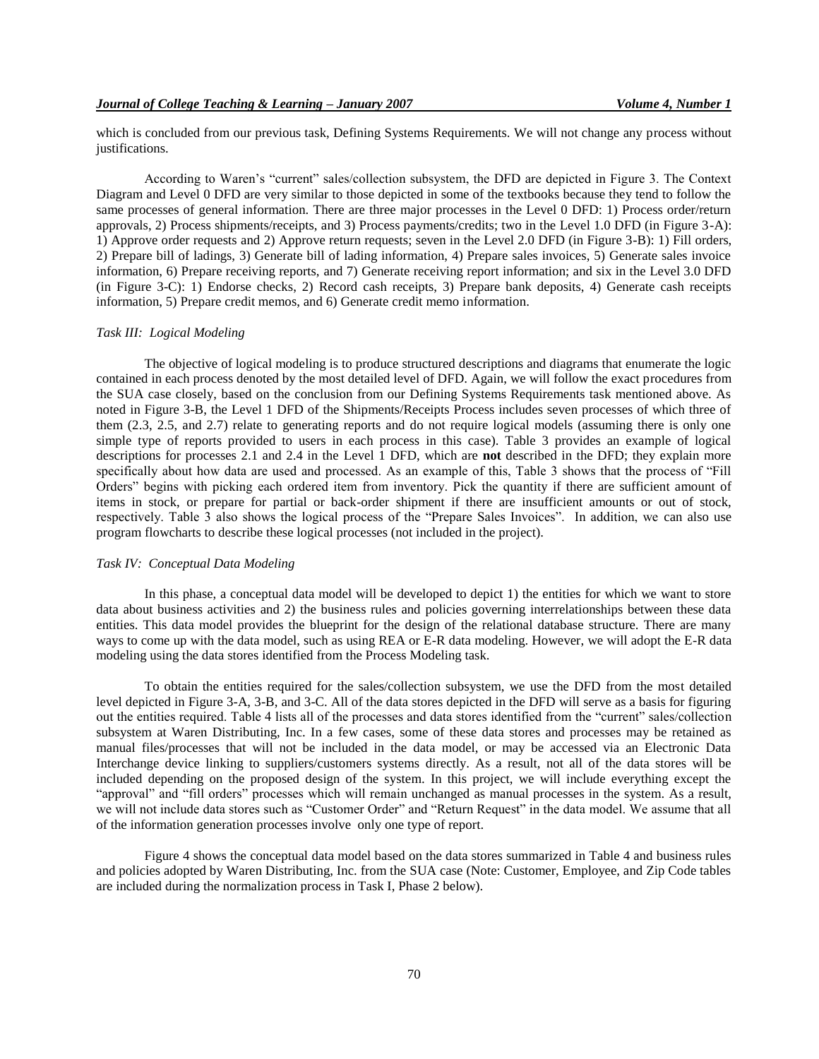which is concluded from our previous task, Defining Systems Requirements. We will not change any process without justifications.

According to Waren's "current" sales/collection subsystem, the DFD are depicted in Figure 3. The Context Diagram and Level 0 DFD are very similar to those depicted in some of the textbooks because they tend to follow the same processes of general information. There are three major processes in the Level 0 DFD: 1) Process order/return approvals, 2) Process shipments/receipts, and 3) Process payments/credits; two in the Level 1.0 DFD (in Figure 3-A): 1) Approve order requests and 2) Approve return requests; seven in the Level 2.0 DFD (in Figure 3-B): 1) Fill orders, 2) Prepare bill of ladings, 3) Generate bill of lading information, 4) Prepare sales invoices, 5) Generate sales invoice information, 6) Prepare receiving reports, and 7) Generate receiving report information; and six in the Level 3.0 DFD (in Figure 3-C): 1) Endorse checks, 2) Record cash receipts, 3) Prepare bank deposits, 4) Generate cash receipts information, 5) Prepare credit memos, and 6) Generate credit memo information.

*Task III: Logical Modeling*

The objective of logical modeling is to produce structured descriptions and diagrams that enumerate the logic contained in each process denoted by the most detailed level of DFD. Again, we will follow the exact procedures from the SUA case closely, based on the conclusion from our Defining Systems Requirements task mentioned above. As noted in Figure 3-B, the Level 1 DFD of the Shipments/Receipts Process includes seven processes of which three of them (2.3, 2.5, and 2.7) relate to generating reports and do not require logical models (assuming there is only one simple type of reports provided to users in each process in this case). Table 3 provides an example of logical descriptions for processes 2.1 and 2.4 in the Level 1 DFD, which are **not** described in the DFD; they explain more specifically about how data are used and processed. As an example of this, Table 3 shows that the process of "Fill Orders" begins with picking each ordered item from inventory. Pick the quantity if there are sufficient amount of items in stock, or prepare for partial or back-order shipment if there are insufficient amounts or out of stock, respectively. Table 3 also shows the logical process of the "Prepare Sales Invoices". In addition, we can also use program flowcharts to describe these logical processes (not included in the project).

*Task IV: Conceptual Data Modeling*

In this phase, a conceptual data model will be developed to depict 1) the entities for which we want to store data about business activities and 2) the business rules and policies governing interrelationships between these data entities. This data model provides the blueprint for the design of the relational database structure. There are many ways to come up with the data model, such as using REA or E-R data modeling. However, we will adopt the E-R data modeling using the data stores identified from the Process Modeling task.

To obtain the entities required for the sales/collection subsystem, we use the DFD from the most detailed level depicted in Figure 3-A, 3-B, and 3-C. All of the data stores depicted in the DFD will serve as a basis for figuring out the entities required. Table 4 lists all of the processes and data stores identified from the "current" sales/collection subsystem at Waren Distributing, Inc. In a few cases, some of these data stores and processes may be retained as manual files/processes that will not be included in the data model, or may be accessed via an Electronic Data Interchange device linking to suppliers/customers systems directly. As a result, not all of the data stores will be included depending on the proposed design of the system. In this project, we will include everything except the "approval" and "fill orders" processes which will remain unchanged as manual processes in the system. As a result, we will not include data stores such as "Customer Order" and "Return Request" in the data model. We assume that all of the information generation processes involve only one type of report.

Figure 4 shows the conceptual data model based on the data stores summarized in Table 4 and business rules and policies adopted by Waren Distributing, Inc. from the SUA case (Note: Customer, Employee, and Zip Code tables are included during the normalization process in Task I, Phase 2 below).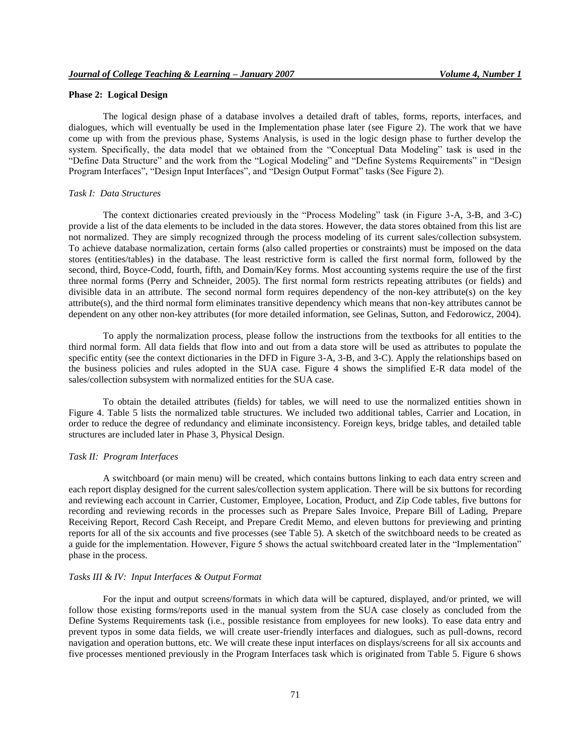### Phase 2: Logical Design

The logical design phase of a database involves a detailed draft of tables, forms, reports, interfaces, and dialogues, which will eventually be used in the Implementation phase later (see Figure 2). The work that we have come up with from the previous phase, Systems Analysis, is used in the logic design phase to further develop the system. Specifically, the data model that we obtained from the "Conceptual Data Modeling" task is used in the "Define Data Structure" and the work from the "Logical Modeling" and "Define Systems Requirements" in "Design Program Interfaces", "Design Input Interfaces", and "Design Output Format" tasks (See Figure 2).

#### *Task I: Data Structures*

The context dictionaries created previously in the "Process Modeling" task (in Figure 3-A, 3-B, and 3-C) provide a list of the data elements to be included in the data stores. However, the data stores obtained from this list are not normalized. They are simply recognized through the process modeling of its current sales/collection subsystem. To achieve database normalization, certain forms (also called properties or constraints) must be imposed on the data stores (entities/tables) in the database. The least restrictive form is called the first normal form, followed by the second, third, Boyce-Codd, fourth, fifth, and Domain/Key forms. Most accounting systems require the use of the first three normal forms (Perry and Schneider, 2005). The first normal form restricts repeating attributes (or fields) and divisible data in an attribute. The second normal form requires dependency of the non-key attribute(s) on the key attribute(s), and the third normal form eliminates transitive dependency which means that non-key attributes cannot be dependent on any other non-key attributes (for more detailed information, see Gelinas, Sutton, and Fedorowicz, 2004).

To apply the normalization process, please follow the instructions from the textbooks for all entities to the third normal form. All data fields that flow into and out from a data store will be used as attributes to populate the specific entity (see the context dictionaries in the DFD in Figure 3-A, 3-B, and 3-C). Apply the relationships based on the business policies and rules adopted in the SUA case. Figure 4 shows the simplified E-R data model of the sales/collection subsystem with normalized entities for the SUA case.

To obtain the detailed attributes (fields) for tables, we will need to use the normalized entities shown in Figure 4. Table 5 lists the normalized table structures. We included two additional tables, Carrier and Location, in order to reduce the degree of redundancy and eliminate inconsistency. Foreign keys, bridge tables, and detailed table structures are included later in Phase 3, Physical Design.

#### *Task II: Program Interfaces*

A switchboard (or main menu) will be created, which contains buttons linking to each data entry screen and each report display designed for the current sales/collection system application. There will be six buttons for recording and reviewing each account in Carrier, Customer, Employee, Location, Product, and Zip Code tables, five buttons for recording and reviewing records in the processes such as Prepare Sales Invoice, Prepare Bill of Lading, Prepare Receiving Report, Record Cash Receipt, and Prepare Credit Memo, and eleven buttons for previewing and printing reports for all of the six accounts and five processes (see Table 5). A sketch of the switchboard needs to be created as a guide for the implementation. However, Figure 5 shows the actual switchboard created later in the "Implementation" phase in the process.

#### *Tasks III & IV: Input Interfaces & Output Format*

For the input and output screens/formats in which data will be captured, displayed, and/or printed, we will follow those existing forms/reports used in the manual system from the SUA case closely as concluded from the Define Systems Requirements task (i.e., possible resistance from employees for new looks). To ease data entry and prevent typos in some data fields, we will create user-friendly interfaces and dialogues, such as pull-downs, record navigation and operation buttons, etc. We will create these input interfaces on displays/screens for all six accounts and five processes mentioned previously in the Program Interfaces task which is originated from Table 5. Figure 6 shows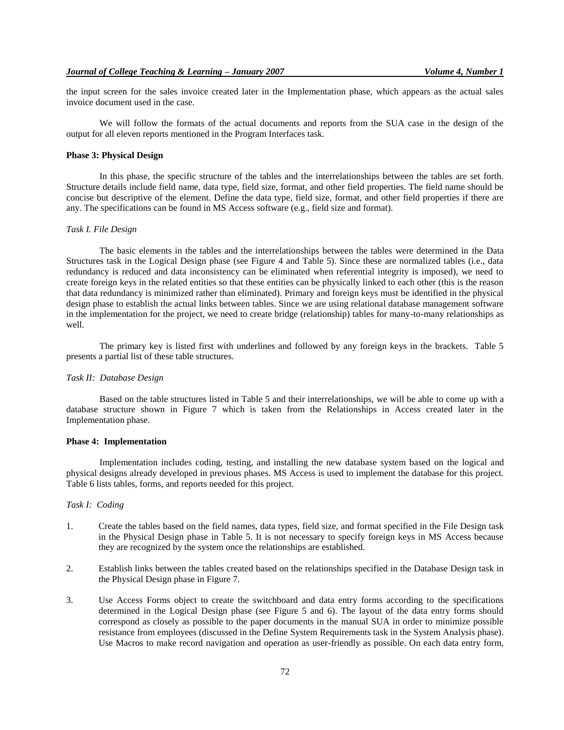the input screen for the sales invoice created later in the Implementation phase, which appears as the actual sales invoice document used in the case.

We will follow the formats of the actual documents and reports from the SUA case in the design of the output for all eleven reports mentioned in the Program Interfaces task.

**Phase 3: Physical Design**

In this phase, the specific structure of the tables and the interrelationships between the tables are set forth. Structure details include field name, data type, field size, format, and other field properties. The field name should be concise but descriptive of the element. Define the data type, field size, format, and other field properties if there are any. The specifications can be found in MS Access software (e.g., field size and format).

*Task I. File Design*

The basic elements in the tables and the interrelationships between the tables were determined in the Data Structures task in the Logical Design phase (see Figure 4 and Table 5). Since these are normalized tables (i.e., data redundancy is reduced and data inconsistency can be eliminated when referential integrity is imposed), we need to create foreign keys in the related entities so that these entities can be physically linked to each other (this is the reason that data redundancy is minimized rather than eliminated). Primary and foreign keys must be identified in the physical design phase to establish the actual links between tables. Since we are using relational database management software in the implementation for the project, we need to create bridge (relationship) tables for many-to-many relationships as well.

The primary key is listed first with underlines and followed by any foreign keys in the brackets. Table 5 presents a partial list of these table structures.

*Task II: Database Design*

Based on the table structures listed in Table 5 and their interrelationships, we will be able to come up with a database structure shown in Figure 7 which is taken from the Relationships in Access created later in the Implementation phase.

**Phase 4: Implementation**

Implementation includes coding, testing, and installing the new database system based on the logical and physical designs already developed in previous phases. MS Access is used to implement the database for this project. Table 6 lists tables, forms, and reports needed for this project.

*Task I: Coding*

1. Create the tables based on the field names, data types, field size, and format specified in the File Design task in the Physical Design phase in Table 5. It is not necessary to specify foreign keys in MS Access because they are recognized by the system once the relationships are established.

2. Establish links between the tables created based on the relationships specified in the Database Design task in the Physical Design phase in Figure 7.

3. Use Access Forms object to create the switchboard and data entry forms according to the specifications determined in the Logical Design phase (see Figure 5 and 6). The layout of the data entry forms should correspond as closely as possible to the paper documents in the manual SUA in order to minimize possible resistance from employees (discussed in the Define System Requirements task in the System Analysis phase). Use Macros to make record navigation and operation as user-friendly as possible. On each data entry form,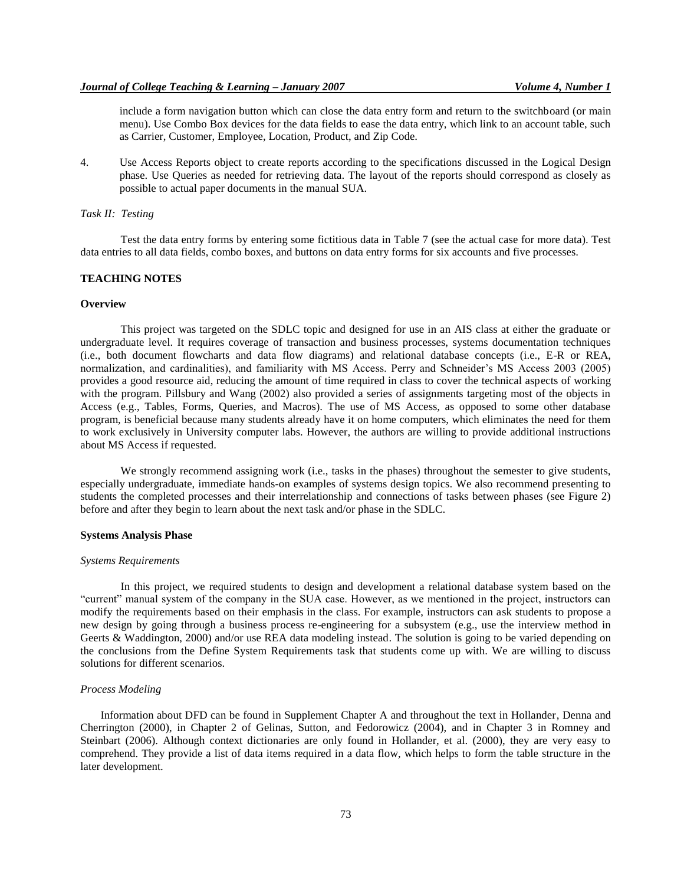include a form navigation button which can close the data entry form and return to the switchboard (or main menu). Use Combo Box devices for the data fields to ease the data entry, which link to an account table, such as Carrier, Customer, Employee, Location, Product, and Zip Code.

4. Use Access Reports object to create reports according to the specifications discussed in the Logical Design phase. Use Queries as needed for retrieving data. The layout of the reports should correspond as closely as possible to actual paper documents in the manual SUA.

*Task II: Testing*

Test the data entry forms by entering some fictitious data in Table 7 (see the actual case for more data). Test data entries to all data fields, combo boxes, and buttons on data entry forms for six accounts and five processes.

## TEACHING NOTES

### Overview

This project was targeted on the SDLC topic and designed for use in an AIS class at either the graduate or undergraduate level. It requires coverage of transaction and business processes, systems documentation techniques (i.e., both document flowcharts and data flow diagrams) and relational database concepts (i.e., E-R or REA, normalization, and cardinalities), and familiarity with MS Access. Perry and Schneider's MS Access 2003 (2005) provides a good resource aid, reducing the amount of time required in class to cover the technical aspects of working with the program. Pillsbury and Wang (2002) also provided a series of assignments targeting most of the objects in Access (e.g., Tables, Forms, Queries, and Macros). The use of MS Access, as opposed to some other database program, is beneficial because many students already have it on home computers, which eliminates the need for them to work exclusively in University computer labs. However, the authors are willing to provide additional instructions about MS Access if requested.

We strongly recommend assigning work (i.e., tasks in the phases) throughout the semester to give students, especially undergraduate, immediate hands-on examples of systems design topics. We also recommend presenting to students the completed processes and their interrelationship and connections of tasks between phases (see Figure 2) before and after they begin to learn about the next task and/or phase in the SDLC.

### Systems Analysis Phase

*Systems Requirements*

In this project, we required students to design and development a relational database system based on the "current" manual system of the company in the SUA case. However, as we mentioned in the project, instructors can modify the requirements based on their emphasis in the class. For example, instructors can ask students to propose a new design by going through a business process re-engineering for a subsystem (e.g., use the interview method in Geerts & Waddington, 2000) and/or use REA data modeling instead. The solution is going to be varied depending on the conclusions from the Define System Requirements task that students come up with. We are willing to discuss solutions for different scenarios.

*Process Modeling*

Information about DFD can be found in Supplement Chapter A and throughout the text in Hollander, Denna and Cherrington (2000), in Chapter 2 of Gelinas, Sutton, and Fedorowicz (2004), and in Chapter 3 in Romney and Steinbart (2006). Although context dictionaries are only found in Hollander, et al. (2000), they are very easy to comprehend. They provide a list of data items required in a data flow, which helps to form the table structure in the later development.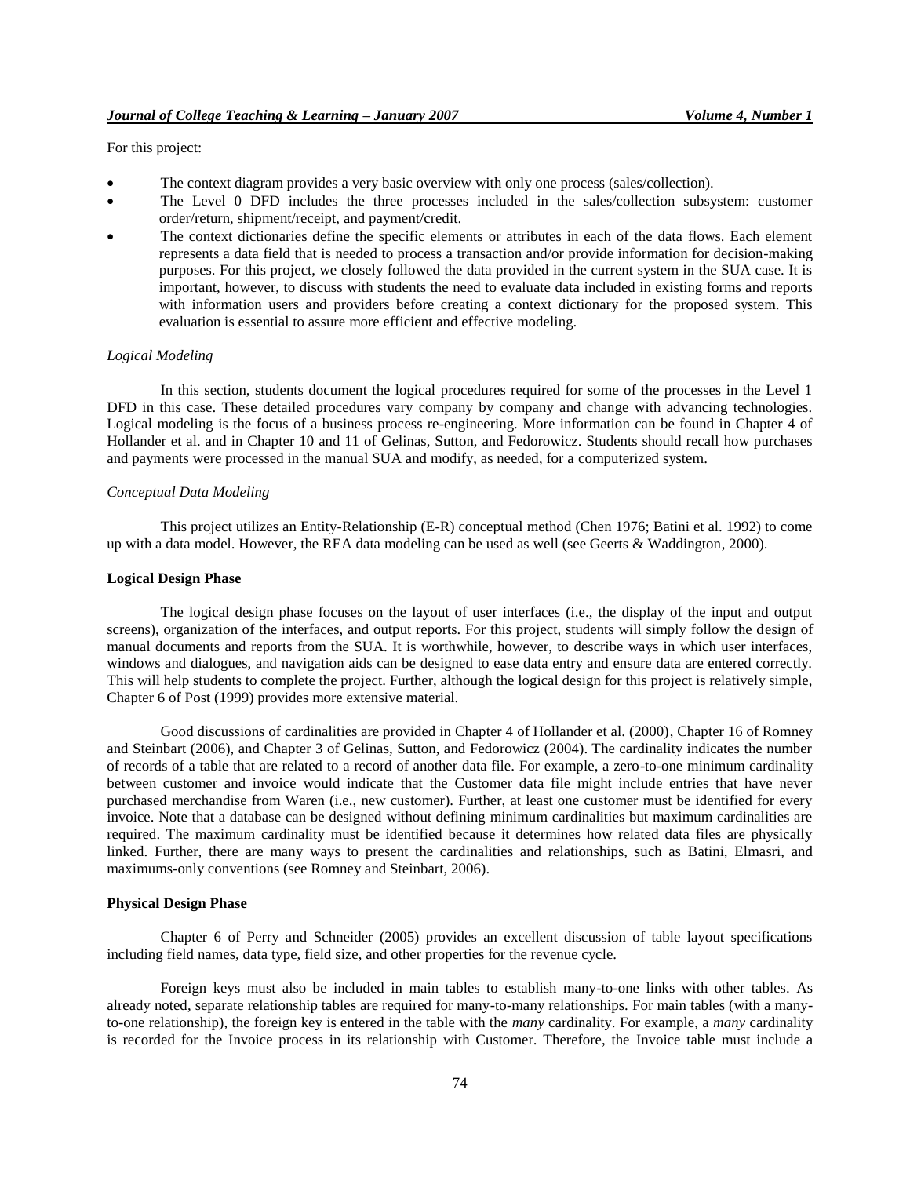For this project:

- The context diagram provides a very basic overview with only one process (sales/collection).
- The Level 0 DFD includes the three processes included in the sales/collection subsystem: customer order/return, shipment/receipt, and payment/credit.
- The context dictionaries define the specific elements or attributes in each of the data flows. Each element represents a data field that is needed to process a transaction and/or provide information for decision-making purposes. For this project, we closely followed the data provided in the current system in the SUA case. It is important, however, to discuss with students the need to evaluate data included in existing forms and reports with information users and providers before creating a context dictionary for the proposed system. This evaluation is essential to assure more efficient and effective modeling.

*Logical Modeling*

In this section, students document the logical procedures required for some of the processes in the Level 1 DFD in this case. These detailed procedures vary company by company and change with advancing technologies. Logical modeling is the focus of a business process re-engineering. More information can be found in Chapter 4 of Hollander et al. and in Chapter 10 and 11 of Gelinas, Sutton, and Fedorowicz. Students should recall how purchases and payments were processed in the manual SUA and modify, as needed, for a computerized system.

*Conceptual Data Modeling*

This project utilizes an Entity-Relationship (E-R) conceptual method (Chen 1976; Batini et al. 1992) to come up with a data model. However, the REA data modeling can be used as well (see Geerts & Waddington, 2000).

**Logical Design Phase**

The logical design phase focuses on the layout of user interfaces (i.e., the display of the input and output screens), organization of the interfaces, and output reports. For this project, students will simply follow the design of manual documents and reports from the SUA. It is worthwhile, however, to describe ways in which user interfaces, windows and dialogues, and navigation aids can be designed to ease data entry and ensure data are entered correctly. This will help students to complete the project. Further, although the logical design for this project is relatively simple, Chapter 6 of Post (1999) provides more extensive material.

Good discussions of cardinalities are provided in Chapter 4 of Hollander et al. (2000), Chapter 16 of Romney and Steinbart (2006), and Chapter 3 of Gelinas, Sutton, and Fedorowicz (2004). The cardinality indicates the number of records of a table that are related to a record of another data file. For example, a zero-to-one minimum cardinality between customer and invoice would indicate that the Customer data file might include entries that have never purchased merchandise from Waren (i.e., new customer). Further, at least one customer must be identified for every invoice. Note that a database can be designed without defining minimum cardinalities but maximum cardinalities are required. The maximum cardinality must be identified because it determines how related data files are physically linked. Further, there are many ways to present the cardinalities and relationships, such as Batini, Elmasri, and maximums-only conventions (see Romney and Steinbart, 2006).

**Physical Design Phase**

Chapter 6 of Perry and Schneider (2005) provides an excellent discussion of table layout specifications including field names, data type, field size, and other properties for the revenue cycle.

Foreign keys must also be included in main tables to establish many-to-one links with other tables. As already noted, separate relationship tables are required for many-to-many relationships. For main tables (with a many-to-one relationship), the foreign key is entered in the table with the *many* cardinality. For example, a *many* cardinality is recorded for the Invoice process in its relationship with Customer. Therefore, the Invoice table must include a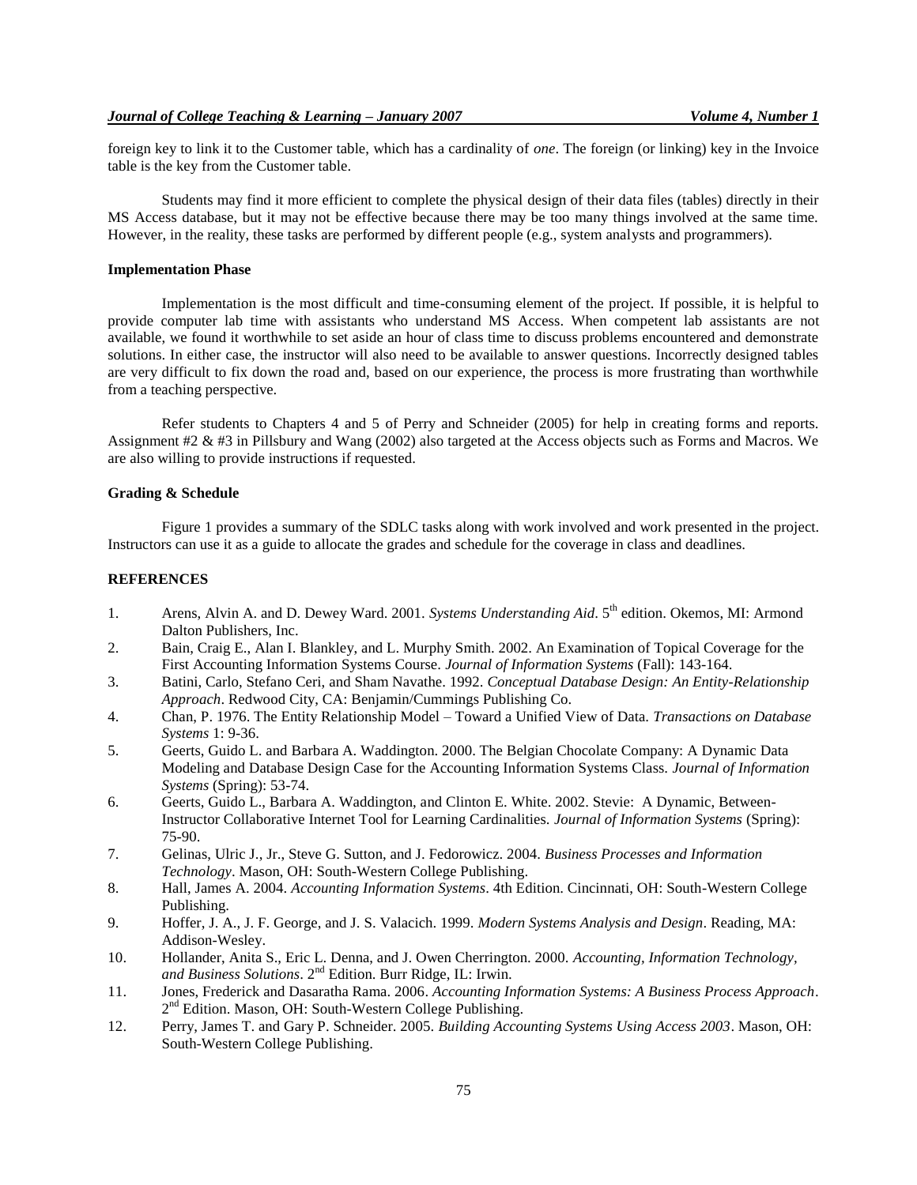foreign key to link it to the Customer table, which has a cardinality of *one*. The foreign (or linking) key in the Invoice table is the key from the Customer table.

Students may find it more efficient to complete the physical design of their data files (tables) directly in their MS Access database, but it may not be effective because there may be too many things involved at the same time. However, in the reality, these tasks are performed by different people (e.g., system analysts and programmers).

**Implementation Phase**

Implementation is the most difficult and time-consuming element of the project. If possible, it is helpful to provide computer lab time with assistants who understand MS Access. When competent lab assistants are not available, we found it worthwhile to set aside an hour of class time to discuss problems encountered and demonstrate solutions. In either case, the instructor will also need to be available to answer questions. Incorrectly designed tables are very difficult to fix down the road and, based on our experience, the process is more frustrating than worthwhile from a teaching perspective.

Refer students to Chapters 4 and 5 of Perry and Schneider (2005) for help in creating forms and reports. Assignment #2 & #3 in Pillsbury and Wang (2002) also targeted at the Access objects such as Forms and Macros. We are also willing to provide instructions if requested.

**Grading & Schedule**

Figure 1 provides a summary of the SDLC tasks along with work involved and work presented in the project. Instructors can use it as a guide to allocate the grades and schedule for the coverage in class and deadlines.

## REFERENCES

1. Arens, Alvin A. and D. Dewey Ward. 2001. *Systems Understanding Aid*. 5th edition. Okemos, MI: Armond Dalton Publishers, Inc.
2. Bain, Craig E., Alan I. Blankley, and L. Murphy Smith. 2002. An Examination of Topical Coverage for the First Accounting Information Systems Course. *Journal of Information Systems* (Fall): 143-164.
3. Batini, Carlo, Stefano Ceri, and Sham Navathe. 1992. *Conceptual Database Design: An Entity-Relationship Approach*. Redwood City, CA: Benjamin/Cummings Publishing Co.
4. Chan, P. 1976. The Entity Relationship Model – Toward a Unified View of Data. *Transactions on Database Systems* 1: 9-36.
5. Geerts, Guido L. and Barbara A. Waddington. 2000. The Belgian Chocolate Company: A Dynamic Data Modeling and Database Design Case for the Accounting Information Systems Class. *Journal of Information Systems* (Spring): 53-74.
6. Geerts, Guido L., Barbara A. Waddington, and Clinton E. White. 2002. Stevie: A Dynamic, Between-Instructor Collaborative Internet Tool for Learning Cardinalities. *Journal of Information Systems* (Spring): 75-90.
7. Gelinas, Ulric J., Jr., Steve G. Sutton, and J. Fedorowicz. 2004. *Business Processes and Information Technology*. Mason, OH: South-Western College Publishing.
8. Hall, James A. 2004. *Accounting Information Systems*. 4th Edition. Cincinnati, OH: South-Western College Publishing.
9. Hoffer, J. A., J. F. George, and J. S. Valacich. 1999. *Modern Systems Analysis and Design*. Reading, MA: Addison-Wesley.
10. Hollander, Anita S., Eric L. Denna, and J. Owen Cherrington. 2000. *Accounting, Information Technology, and Business Solutions*. 2nd Edition. Burr Ridge, IL: Irwin.
11. Jones, Frederick and Dasaratha Rama. 2006. *Accounting Information Systems: A Business Process Approach*. 2nd Edition. Mason, OH: South-Western College Publishing.
12. Perry, James T. and Gary P. Schneider. 2005. *Building Accounting Systems Using Access 2003*. Mason, OH: South-Western College Publishing.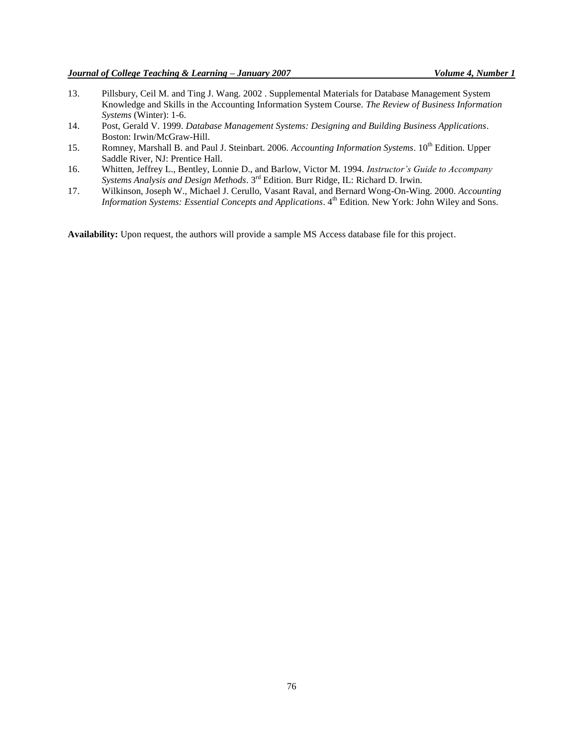13. Pillsbury, Ceil M. and Ting J. Wang. 2002 . Supplemental Materials for Database Management System Knowledge and Skills in the Accounting Information System Course. *The Review of Business Information Systems* (Winter): 1-6.
14. Post, Gerald V. 1999. *Database Management Systems: Designing and Building Business Applications*. Boston: Irwin/McGraw-Hill.
15. Romney, Marshall B. and Paul J. Steinbart. 2006. *Accounting Information Systems*. 10th Edition. Upper Saddle River, NJ: Prentice Hall.
16. Whitten, Jeffrey L., Bentley, Lonnie D., and Barlow, Victor M. 1994. *Instructor's Guide to Accompany Systems Analysis and Design Methods*. 3rd Edition. Burr Ridge, IL: Richard D. Irwin.
17. Wilkinson, Joseph W., Michael J. Cerullo, Vasant Raval, and Bernard Wong-On-Wing. 2000. *Accounting Information Systems: Essential Concepts and Applications*. 4th Edition. New York: John Wiley and Sons.

**Availability:** Upon request, the authors will provide a sample MS Access database file for this project.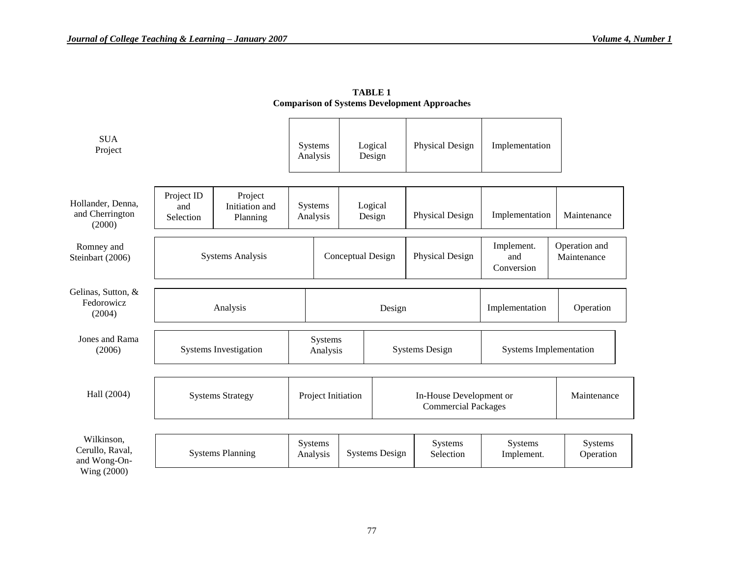**TABLE 1**
**Comparison of Systems Development Approaches**

| Source | | | | | | | |
|---|---|---|---|---|---|---|---|
| SUA Project | Systems Analysis | Logical Design | Physical Design | Implementation | | | |
| Hollander, Denna, and Cherrington (2000) | Project ID and Selection | Project Initiation and Planning | Systems Analysis | Logical Design | Physical Design | Implementation | Maintenance |
| Romney and Steinbart (2006) | Systems Analysis | Conceptual Design | Physical Design | Implement. and Conversion | Operation and Maintenance | | |
| Gelinas, Sutton, & Fedorowicz (2004) | Analysis | Design | Implementation | Operation | | | |
| Jones and Rama (2006) | Systems Investigation | Systems Analysis | Systems Design | Systems Implementation | | | |
| Hall (2004) | Systems Strategy | Project Initiation | In-House Development or Commercial Packages | Maintenance | | | |
| Wilkinson, Cerullo, Raval, and Wong-On-Wing (2000) | Systems Planning | Systems Analysis | Systems Design | Systems Selection | Systems Implement. | Systems Operation | |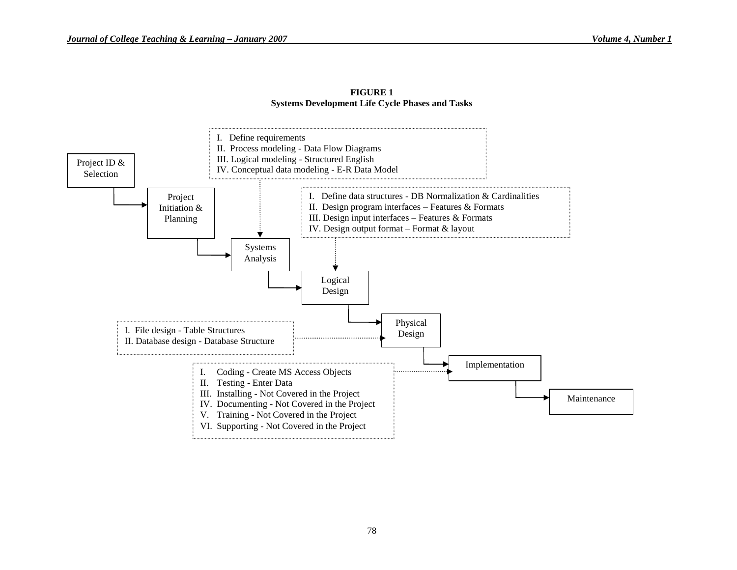**FIGURE 1**
**Systems Development Life Cycle Phases and Tasks**

Project ID & Selection → Project Initiation & Planning → Systems Analysis → Logical Design → Physical Design → Implementation → Maintenance

**Systems Analysis**
I. Define requirements
II. Process modeling - Data Flow Diagrams
III. Logical modeling - Structured English
IV. Conceptual data modeling - E-R Data Model

**Logical Design**
I. Define data structures - DB Normalization & Cardinalities
II. Design program interfaces – Features & Formats
III. Design input interfaces – Features & Formats
IV. Design output format – Format & layout

**Physical Design**
I. File design - Table Structures
II. Database design - Database Structure

**Implementation**
I. Coding - Create MS Access Objects
II. Testing - Enter Data
III. Installing - Not Covered in the Project
IV. Documenting - Not Covered in the Project
V. Training - Not Covered in the Project
VI. Supporting - Not Covered in the Project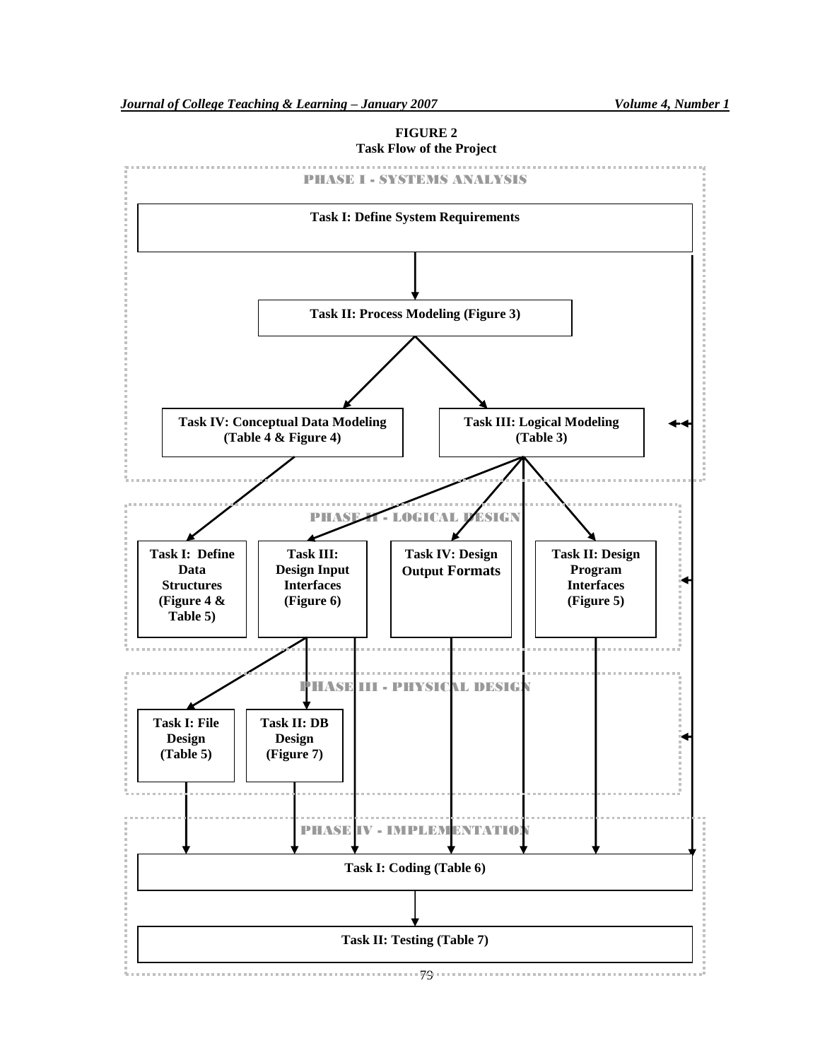**FIGURE 2**
**Task Flow of the Project**

PHASE I - SYSTEMS ANALYSIS

**Task I: Define System Requirements**

**Task II: Process Modeling (Figure 3)**

**Task IV: Conceptual Data Modeling (Table 4 & Figure 4)**

**Task III: Logical Modeling (Table 3)**

PHASE II - LOGICAL DESIGN

**Task I: Define Data Structures (Figure 4 & Table 5)**

**Task III: Design Input Interfaces (Figure 6)**

**Task IV: Design Output Formats**

**Task II: Design Program Interfaces (Figure 5)**

PHASE III - PHYSICAL DESIGN

**Task I: File Design (Table 5)**

**Task II: DB Design (Figure 7)**

PHASE IV - IMPLEMENTATION

**Task I: Coding (Table 6)**

**Task II: Testing (Table 7)**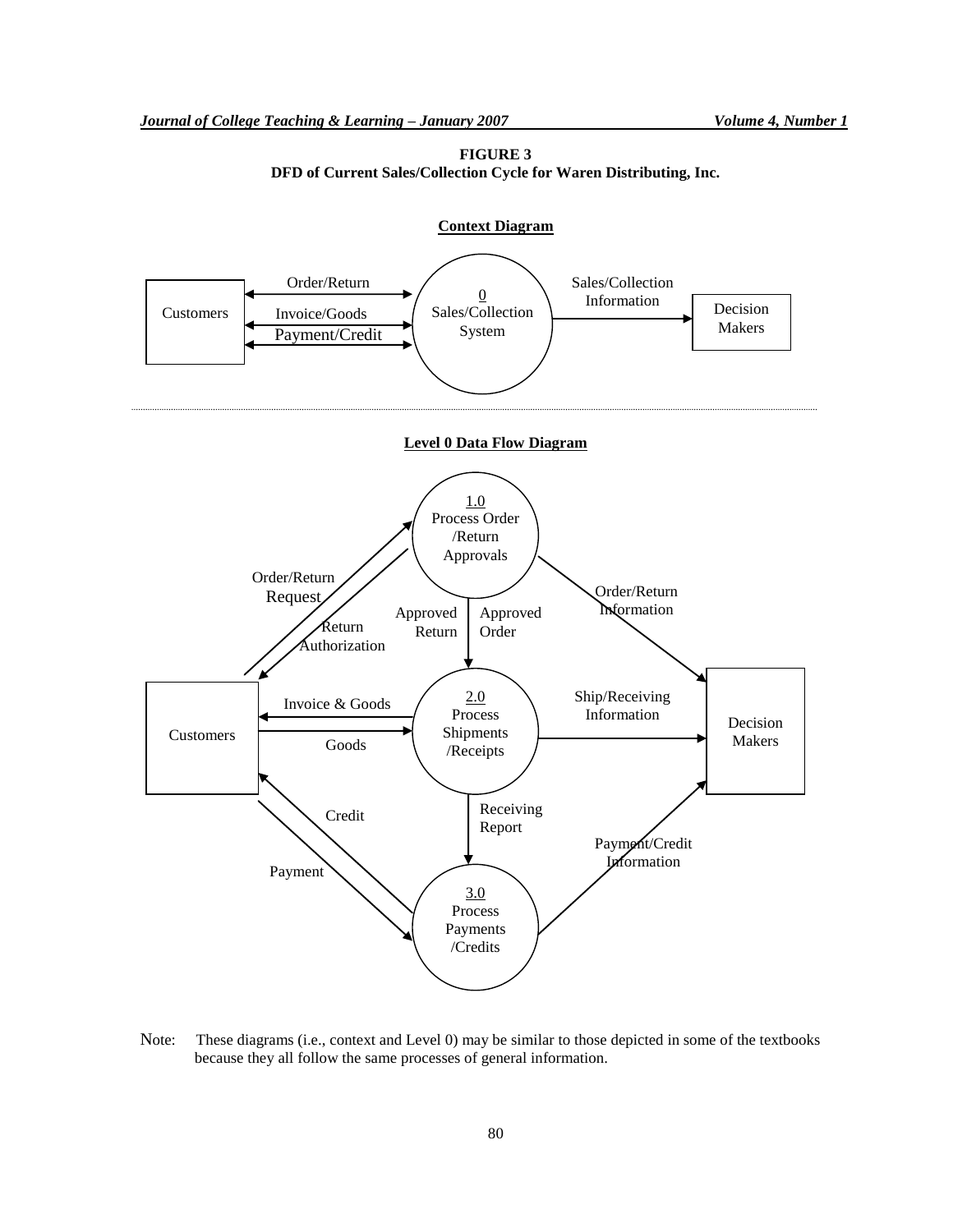**FIGURE 3**
**DFD of Current Sales/Collection Cycle for Waren Distributing, Inc.**

**Context Diagram**

Customers — Order/Return — Invoice/Goods — Payment/Credit — 0 Sales/Collection System — Sales/Collection Information — Decision Makers

**Level 0 Data Flow Diagram**

1.0 Process Order /Return Approvals

2.0 Process Shipments /Receipts

3.0 Process Payments /Credits

Customers

Decision Makers

Order/Return Request

Return Authorization

Approved Return

Approved Order

Order/Return Information

Invoice & Goods

Goods

Ship/Receiving Information

Credit

Payment

Receiving Report

Payment/Credit Information

Note: These diagrams (i.e., context and Level 0) may be similar to those depicted in some of the textbooks because they all follow the same processes of general information.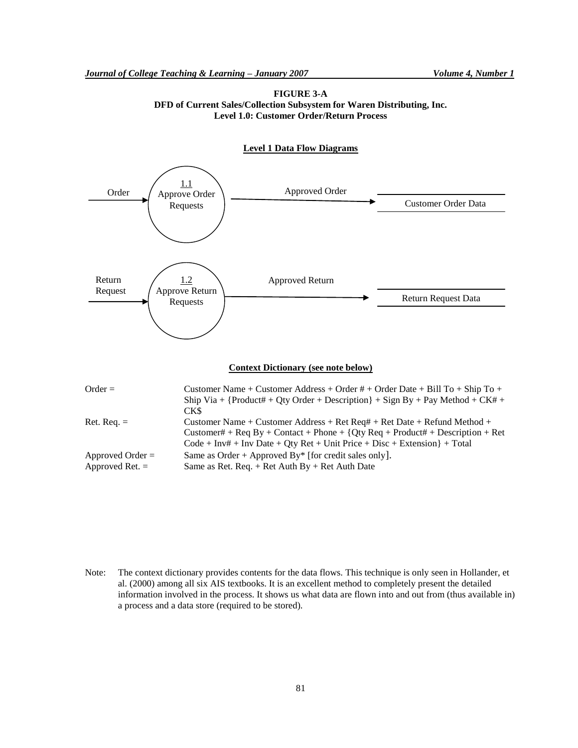**FIGURE 3-A**
**DFD of Current Sales/Collection Subsystem for Waren Distributing, Inc.**
**Level 1.0: Customer Order/Return Process**

**Level 1 Data Flow Diagrams**

Order → 1.1 Approve Order Requests → Approved Order → Customer Order Data

Return Request → 1.2 Approve Return Requests → Approved Return → Return Request Data

**Context Dictionary (see note below)**

| | |
|---|---|
| Order = | Customer Name + Customer Address + Order # + Order Date + Bill To + Ship To + Ship Via + {Product# + Qty Order + Description} + Sign By + Pay Method + CK# + CK$ |
| Ret. Req. = | Customer Name + Customer Address + Ret Req# + Ret Date + Refund Method + Customer# + Req By + Contact + Phone + {Qty Req + Product# + Description + Ret Code + Inv# + Inv Date + Qty Ret + Unit Price + Disc + Extension} + Total |
| Approved Order = | Same as Order + Approved By* [for credit sales only]. |
| Approved Ret. = | Same as Ret. Req. + Ret Auth By + Ret Auth Date |

Note: The context dictionary provides contents for the data flows. This technique is only seen in Hollander, et al. (2000) among all six AIS textbooks. It is an excellent method to completely present the detailed information involved in the process. It shows us what data are flown into and out from (thus available in) a process and a data store (required to be stored).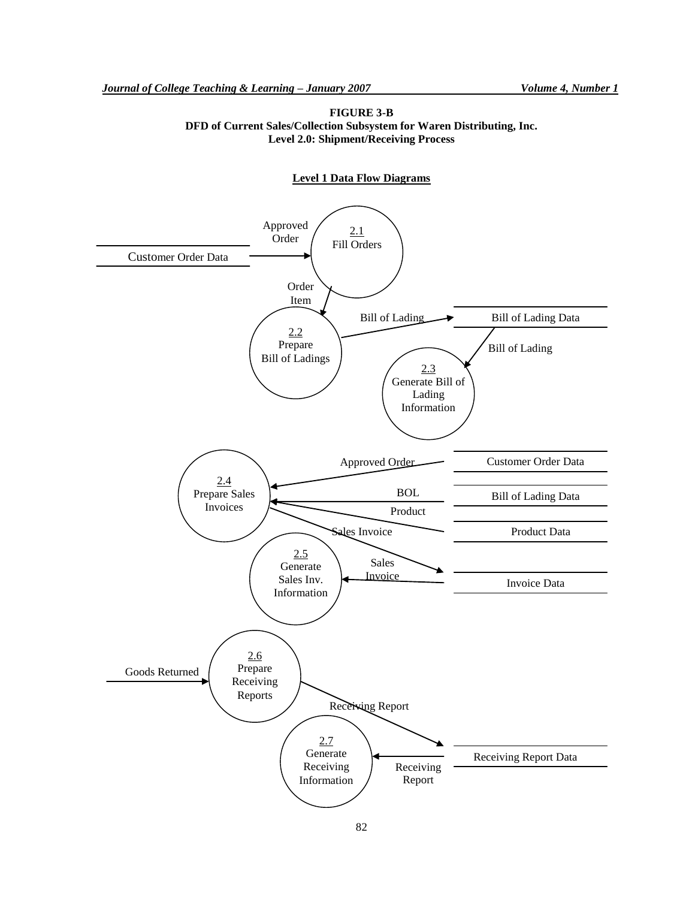**FIGURE 3-B**
**DFD of Current Sales/Collection Subsystem for Waren Distributing, Inc.**
**Level 2.0: Shipment/Receiving Process**

**Level 1 Data Flow Diagrams**

Approved Order

2.1
Fill Orders

Customer Order Data

Order Item

Bill of Lading

Bill of Lading Data

2.2
Prepare
Bill of Ladings

Bill of Lading

2.3
Generate Bill of Lading Information

Approved Order

Customer Order Data

2.4
Prepare Sales Invoices

BOL

Bill of Lading Data

Product

Product Data

Sales Invoice

2.5
Generate Sales Inv. Information

Sales Invoice

Invoice Data

2.6
Prepare Receiving Reports

Goods Returned

Receiving Report

2.7
Generate Receiving Information

Receiving Report

Receiving Report Data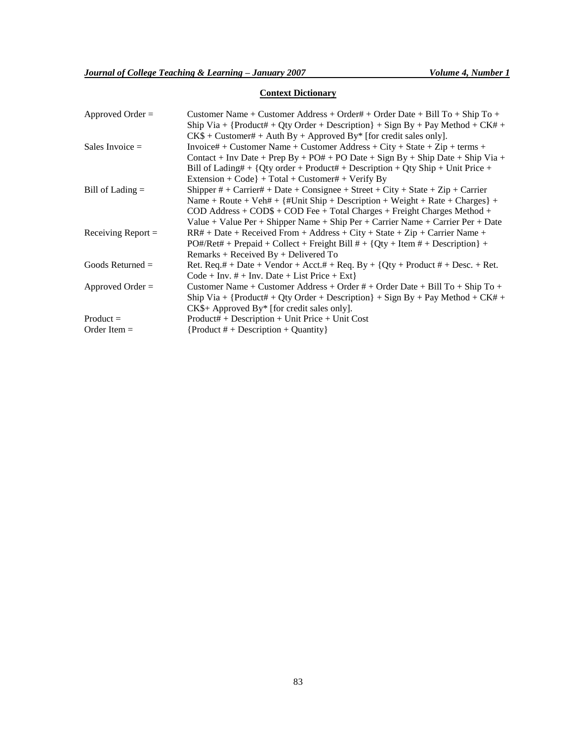**Context Dictionary**

| | |
|---|---|
| Approved Order = | Customer Name + Customer Address + Order# + Order Date + Bill To + Ship To + Ship Via + {Product# + Qty Order + Description} + Sign By + Pay Method + CK# + CK$ + Customer# + Auth By + Approved By* [for credit sales only]. |
| Sales Invoice = | Invoice# + Customer Name + Customer Address + City + State + Zip + terms + Contact + Inv Date + Prep By + PO# + PO Date + Sign By + Ship Date + Ship Via + Bill of Lading# + {Qty order + Product# + Description + Qty Ship + Unit Price + Extension + Code} + Total + Customer# + Verify By |
| Bill of Lading = | Shipper # + Carrier# + Date + Consignee + Street + City + State + Zip + Carrier Name + Route + Veh# + {#Unit Ship + Description + Weight + Rate + Charges} + COD Address + COD$ + COD Fee + Total Charges + Freight Charges Method + Value + Value Per + Shipper Name + Ship Per + Carrier Name + Carrier Per + Date |
| Receiving Report = | RR# + Date + Received From + Address + City + State + Zip + Carrier Name + PO#/Ret# + Prepaid + Collect + Freight Bill # + {Qty + Item # + Description} + Remarks + Received By + Delivered To |
| Goods Returned = | Ret. Req.# + Date + Vendor + Acct.# + Req. By + {Qty + Product # + Desc. + Ret. Code + Inv. # + Inv. Date + List Price + Ext} |
| Approved Order = | Customer Name + Customer Address + Order # + Order Date + Bill To + Ship To + Ship Via + {Product# + Qty Order + Description} + Sign By + Pay Method + CK# + CK$+ Approved By* [for credit sales only]. |
| Product = | Product# + Description + Unit Price + Unit Cost |
| Order Item = | {Product # + Description + Quantity} |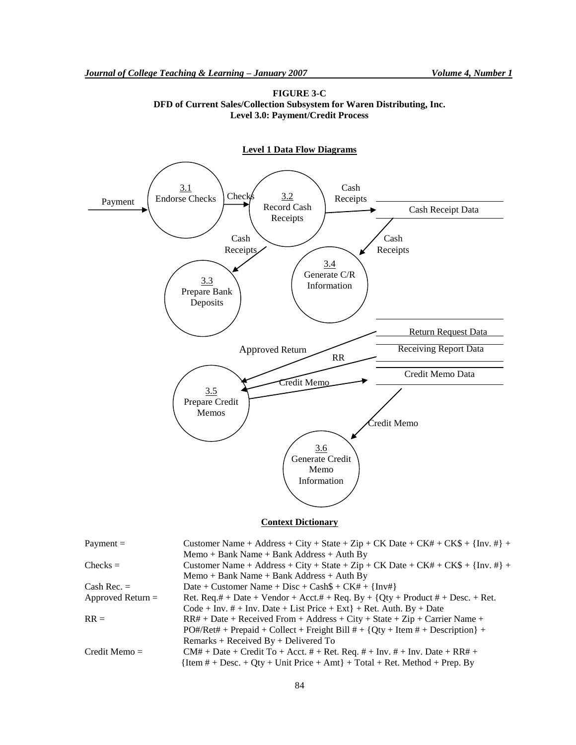**FIGURE 3-C**
**DFD of Current Sales/Collection Subsystem for Waren Distributing, Inc.**
**Level 3.0: Payment/Credit Process**

**Level 1 Data Flow Diagrams**

Payment → 3.1 Endorse Checks

3.1 Endorse Checks → Checks → 3.2 Record Cash Receipts

3.2 Record Cash Receipts → Cash Receipts → Cash Receipt Data

3.2 Record Cash Receipts → Cash Receipts → 3.3 Prepare Bank Deposits

Cash Receipt Data → Cash Receipts → 3.4 Generate C/R Information

Return Request Data → Approved Return → 3.5 Prepare Credit Memos

Receiving Report Data → RR → 3.5 Prepare Credit Memos

3.5 Prepare Credit Memos → Credit Memo → Credit Memo Data

Credit Memo Data → Credit Memo → 3.6 Generate Credit Memo Information

**Context Dictionary**

| | |
|---|---|
| Payment = | Customer Name + Address + City + State + Zip + CK Date + CK# + CK$ + {Inv. #} + Memo + Bank Name + Bank Address + Auth By |
| Checks = | Customer Name + Address + City + State + Zip + CK Date + CK# + CK$ + {Inv. #} + Memo + Bank Name + Bank Address + Auth By |
| Cash Rec. = | Date + Customer Name + Disc + Cash$ + CK# + {Inv#} |
| Approved Return = | Ret. Req.# + Date + Vendor + Acct.# + Req. By + {Qty + Product # + Desc. + Ret. Code + Inv. # + Inv. Date + List Price + Ext} + Ret. Auth. By + Date |
| RR = | RR# + Date + Received From + Address + City + State + Zip + Carrier Name + PO#/Ret# + Prepaid + Collect + Freight Bill # + {Qty + Item # + Description} + Remarks + Received By + Delivered To |
| Credit Memo = | CM# + Date + Credit To + Acct. # + Ret. Req. # + Inv. # + Inv. Date + RR# + {Item # + Desc. + Qty + Unit Price + Amt} + Total + Ret. Method + Prep. By |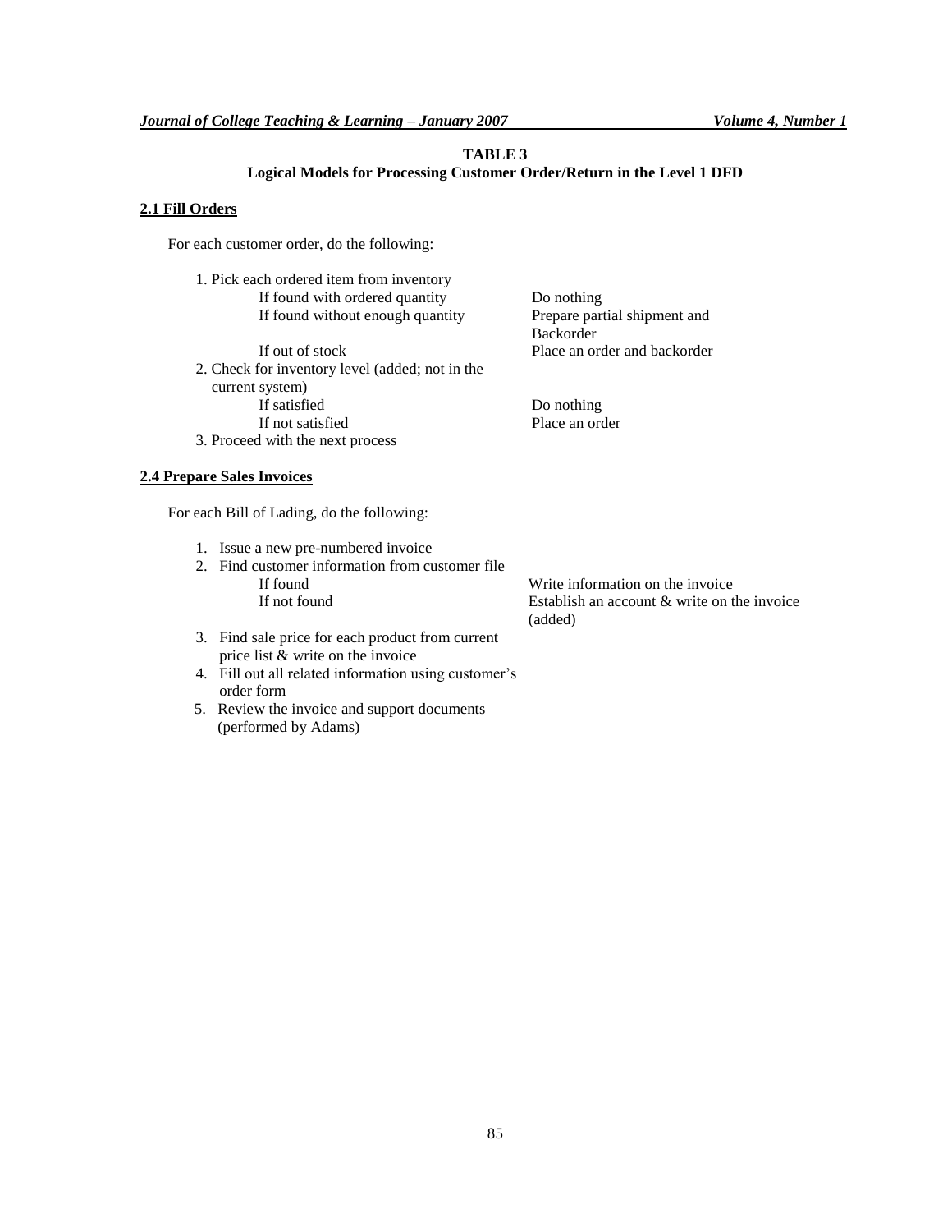**TABLE 3**
**Logical Models for Processing Customer Order/Return in the Level 1 DFD**

**2.1 Fill Orders**

For each customer order, do the following:

1. Pick each ordered item from inventory

| Condition | Action |
|---|---|
| If found with ordered quantity | Do nothing |
| If found without enough quantity | Prepare partial shipment and Backorder |
| If out of stock | Place an order and backorder |

2. Check for inventory level (added; not in the current system)

| Condition | Action |
|---|---|
| If satisfied | Do nothing |
| If not satisfied | Place an order |

3. Proceed with the next process

**2.4 Prepare Sales Invoices**

For each Bill of Lading, do the following:

1. Issue a new pre-numbered invoice
2. Find customer information from customer file

| Condition | Action |
|---|---|
| If found | Write information on the invoice |
| If not found | Establish an account & write on the invoice (added) |

3. Find sale price for each product from current price list & write on the invoice
4. Fill out all related information using customer's order form
5. Review the invoice and support documents (performed by Adams)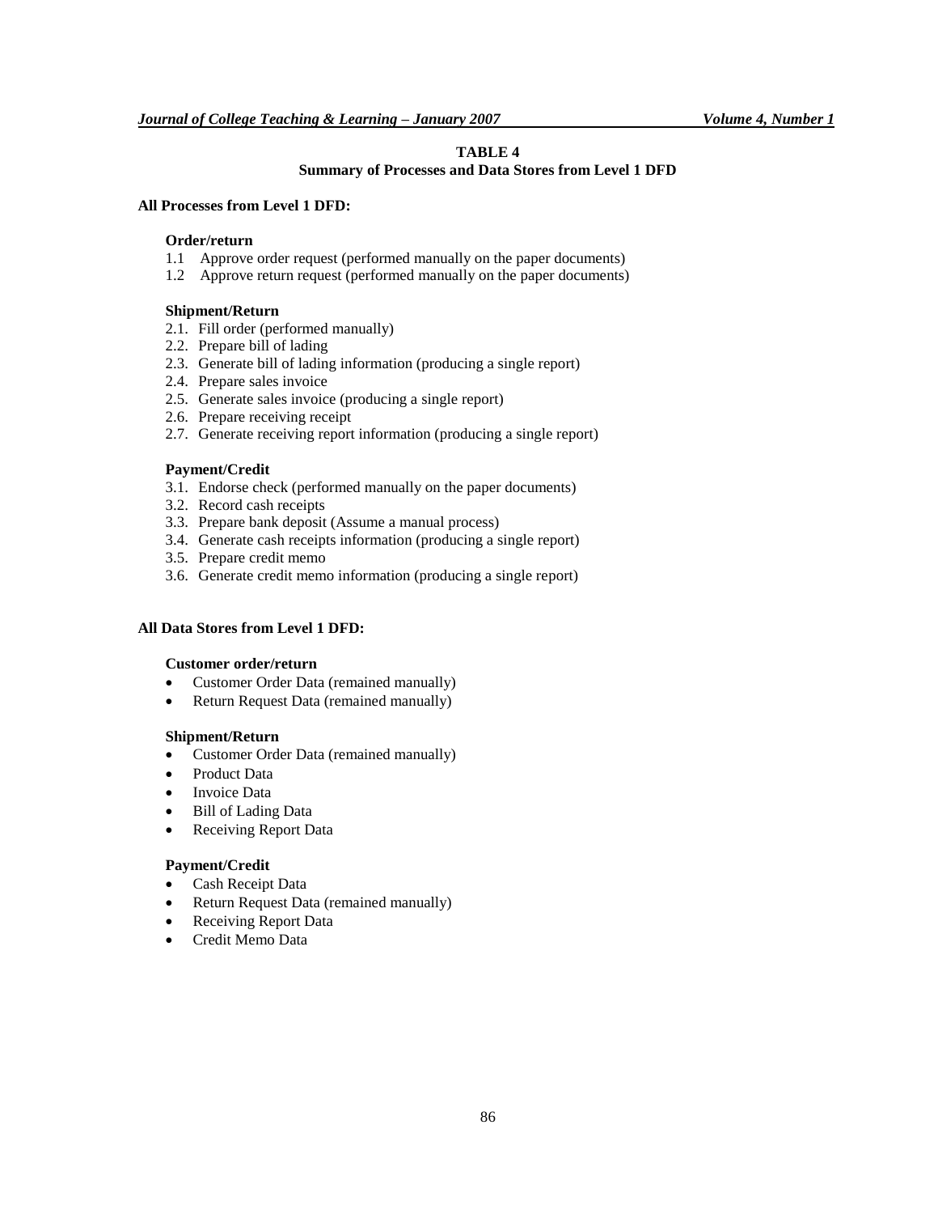**TABLE 4**

**Summary of Processes and Data Stores from Level 1 DFD**

**All Processes from Level 1 DFD:**

**Order/return**

1.1 Approve order request (performed manually on the paper documents)
1.2 Approve return request (performed manually on the paper documents)

**Shipment/Return**

2.1. Fill order (performed manually)
2.2. Prepare bill of lading
2.3. Generate bill of lading information (producing a single report)
2.4. Prepare sales invoice
2.5. Generate sales invoice (producing a single report)
2.6. Prepare receiving receipt
2.7. Generate receiving report information (producing a single report)

**Payment/Credit**

3.1. Endorse check (performed manually on the paper documents)
3.2. Record cash receipts
3.3. Prepare bank deposit (Assume a manual process)
3.4. Generate cash receipts information (producing a single report)
3.5. Prepare credit memo
3.6. Generate credit memo information (producing a single report)

**All Data Stores from Level 1 DFD:**

**Customer order/return**

- Customer Order Data (remained manually)
- Return Request Data (remained manually)

**Shipment/Return**

- Customer Order Data (remained manually)
- Product Data
- Invoice Data
- Bill of Lading Data
- Receiving Report Data

**Payment/Credit**

- Cash Receipt Data
- Return Request Data (remained manually)
- Receiving Report Data
- Credit Memo Data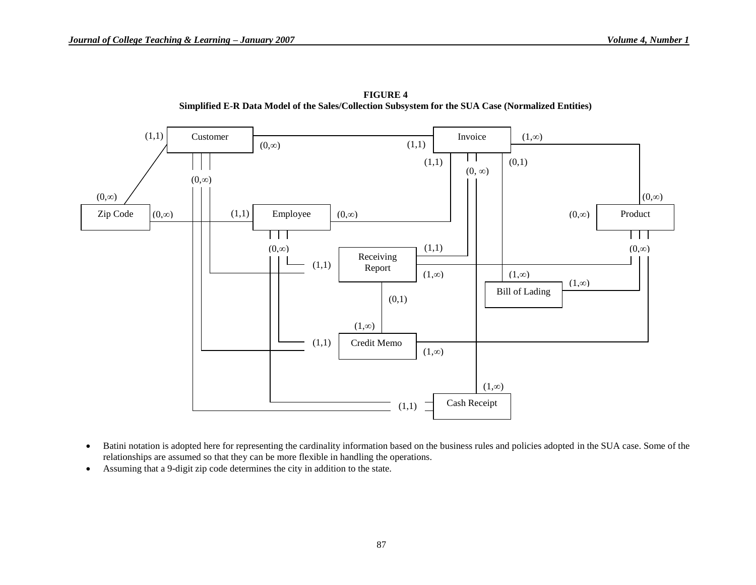**FIGURE 4**
**Simplified E-R Data Model of the Sales/Collection Subsystem for the SUA Case (Normalized Entities)**

- Batini notation is adopted here for representing the cardinality information based on the business rules and policies adopted in the SUA case. Some of the relationships are assumed so that they can be more flexible in handling the operations.
- Assuming that a 9-digit zip code determines the city in addition to the state.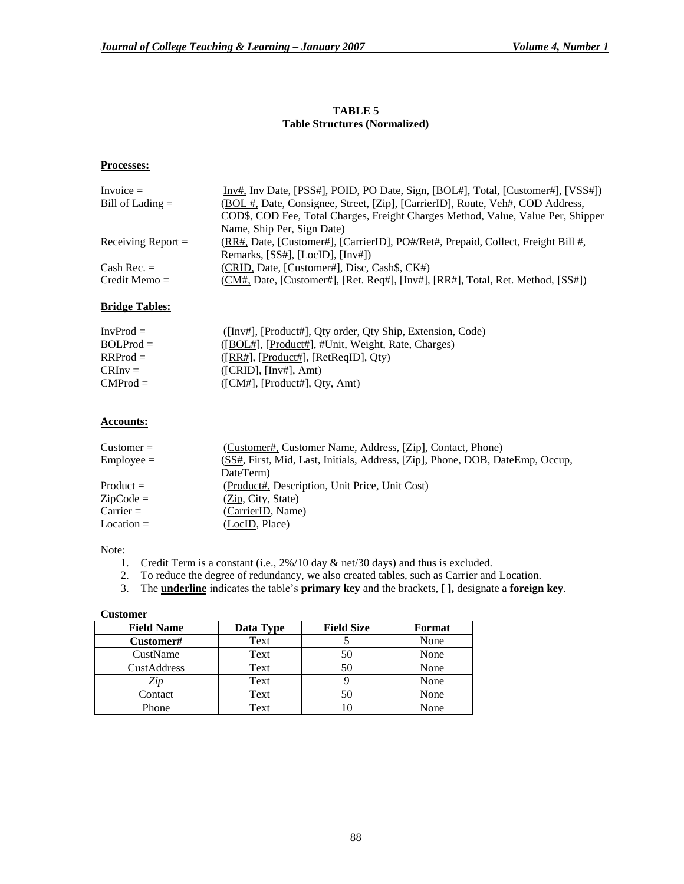**TABLE 5**
**Table Structures (Normalized)**

**Processes:**

Invoice = Inv#, Inv Date, [PSS#], POID, PO Date, Sign, [BOL#], Total, [Customer#], [VSS#])

Bill of Lading = (BOL #, Date, Consignee, Street, [Zip], [CarrierID], Route, Veh#, COD Address, COD$, COD Fee, Total Charges, Freight Charges Method, Value, Value Per, Shipper Name, Ship Per, Sign Date)

Receiving Report = (RR#, Date, [Customer#], [CarrierID], PO#/Ret#, Prepaid, Collect, Freight Bill #, Remarks, [SS#], [LocID], [Inv#])

Cash Rec. = (CRID, Date, [Customer#], Disc, Cash$, CK#)

Credit Memo = (CM#, Date, [Customer#], [Ret. Req#], [Inv#], [RR#], Total, Ret. Method, [SS#])

**Bridge Tables:**

InvProd = ([Inv#], [Product#], Qty order, Qty Ship, Extension, Code)

BOLProd = ([BOL#], [Product#], #Unit, Weight, Rate, Charges)

RRProd = ([RR#], [Product#], [RetReqID], Qty)

CRInv = ([CRID], [Inv#], Amt)

CMProd = ([CM#], [Product#], Qty, Amt)

**Accounts:**

Customer = (Customer#, Customer Name, Address, [Zip], Contact, Phone)

Employee = (SS#, First, Mid, Last, Initials, Address, [Zip], Phone, DOB, DateEmp, Occup, DateTerm)

Product = (Product#, Description, Unit Price, Unit Cost)

ZipCode = (Zip, City, State)

Carrier = (CarrierID, Name)

Location = (LocID, Place)

Note:

1. Credit Term is a constant (i.e., 2%/10 day & net/30 days) and thus is excluded.
2. To reduce the degree of redundancy, we also created tables, such as Carrier and Location.
3. The **underline** indicates the table's **primary key** and the brackets, **[ ],** designate a **foreign key**.

**Customer**

| Field Name | Data Type | Field Size | Format |
|---|---|---|---|
| **Customer#** | Text | 5 | None |
| CustName | Text | 50 | None |
| CustAddress | Text | 50 | None |
| *Zip* | Text | 9 | None |
| Contact | Text | 50 | None |
| Phone | Text | 10 | None |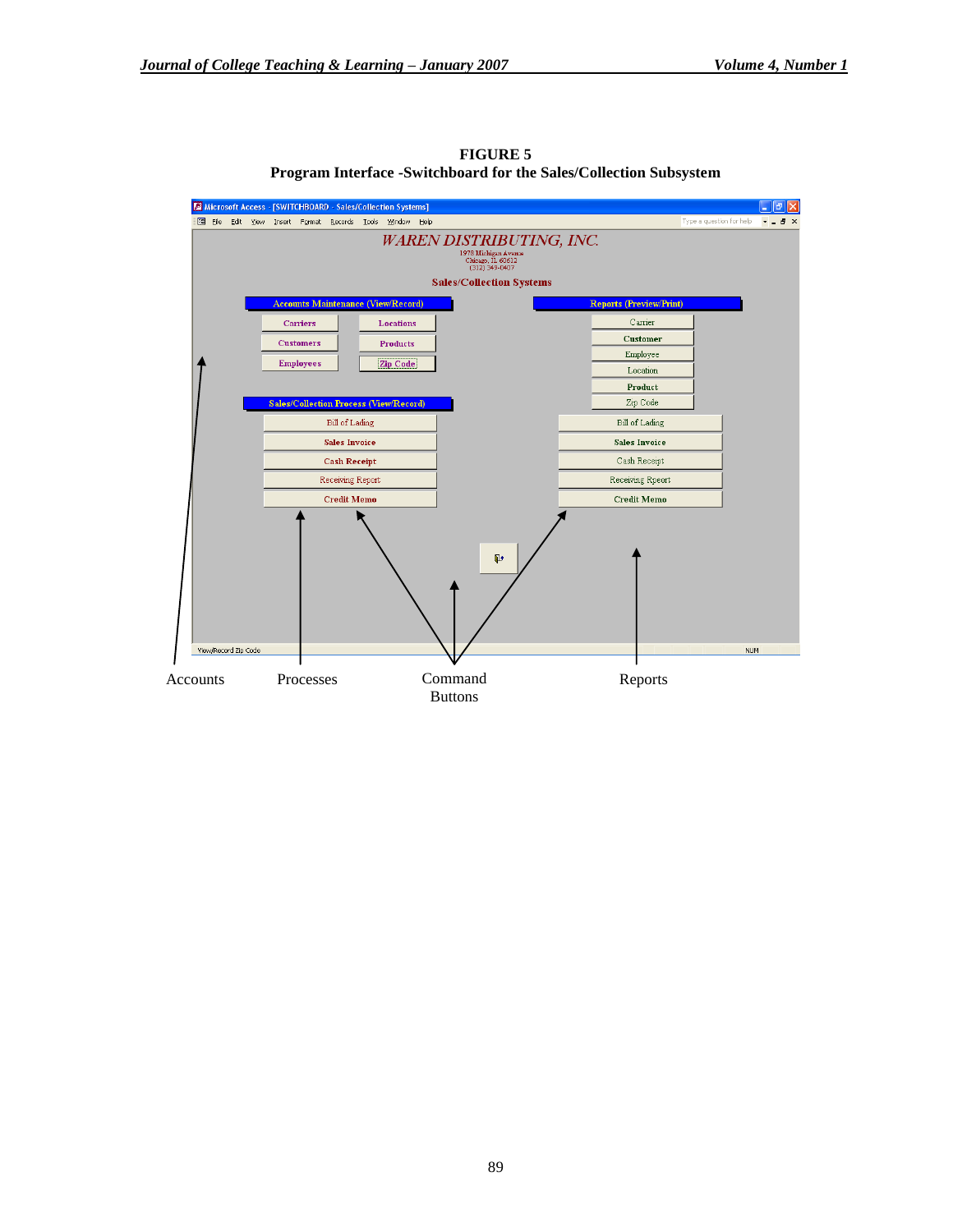**FIGURE 5**
**Program Interface -Switchboard for the Sales/Collection Subsystem**

Microsoft Access - [SWITCHBOARD - Sales/Collection Systems]

WAREN DISTRIBUTING, INC.
1978 Michigan Avenue
Chicago, IL 60612
(312) 349-0407

Sales/Collection Systems

Accounts Maintenance (View/Record)

Carriers | Locations
Customers | Products
Employees | Zip Code

Sales/Collection Process (View/Record)

Bill of Lading
Sales Invoice
Cash Receipt
Receiving Report
Credit Memo

Reports (Preview/Print)

Carrier
Customer
Employee
Location
Product
Zip Code
Bill of Lading
Sales Invoice
Cash Receipt
Receiving Rpeort
Credit Memo

View/Record Zip Code

Accounts | Processes | Command Buttons | Reports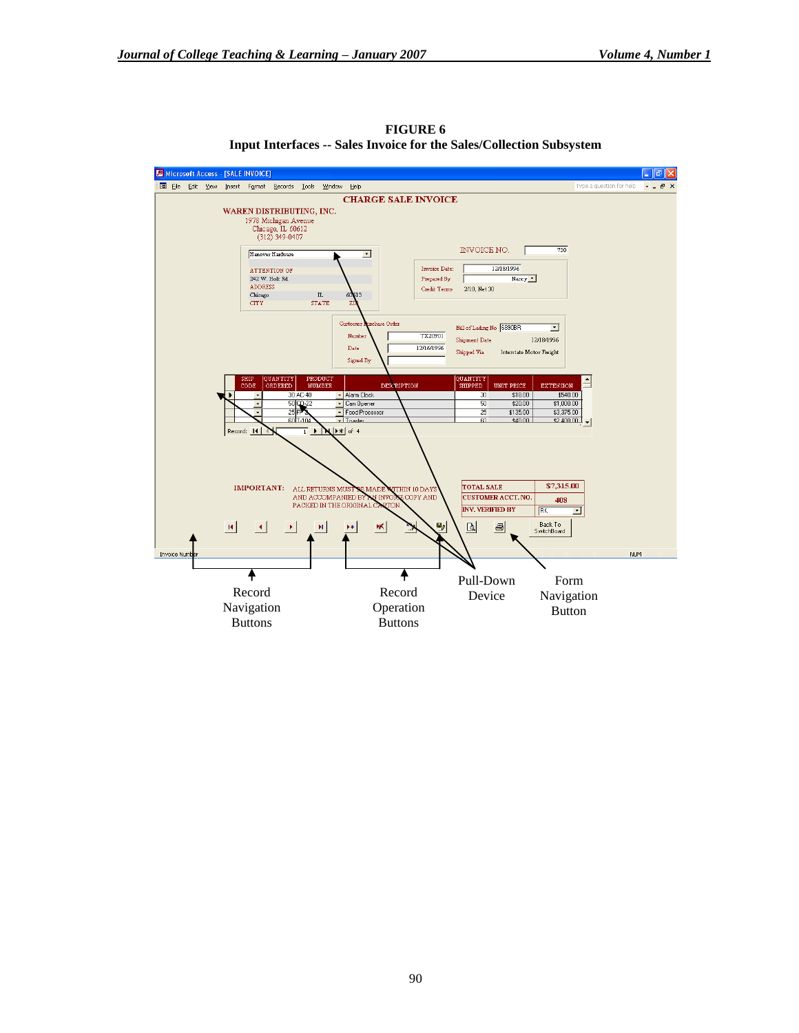**FIGURE 6**
**Input Interfaces -- Sales Invoice for the Sales/Collection Subsystem**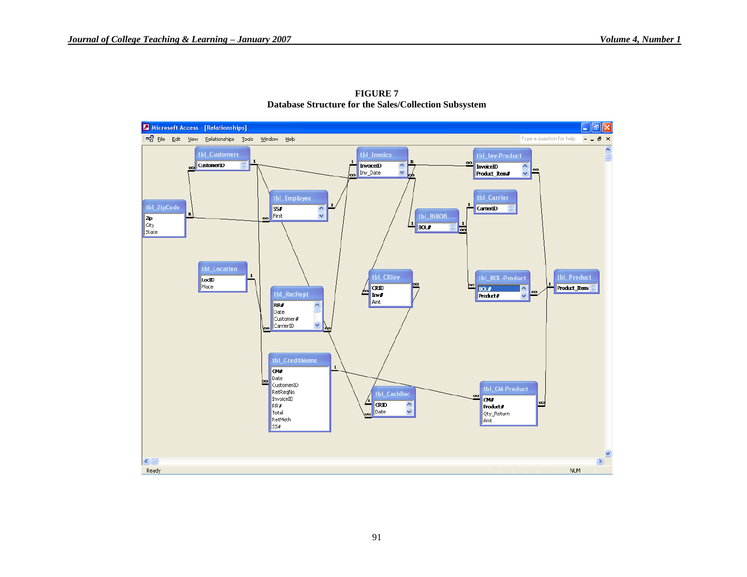**FIGURE 7**
**Database Structure for the Sales/Collection Subsystem**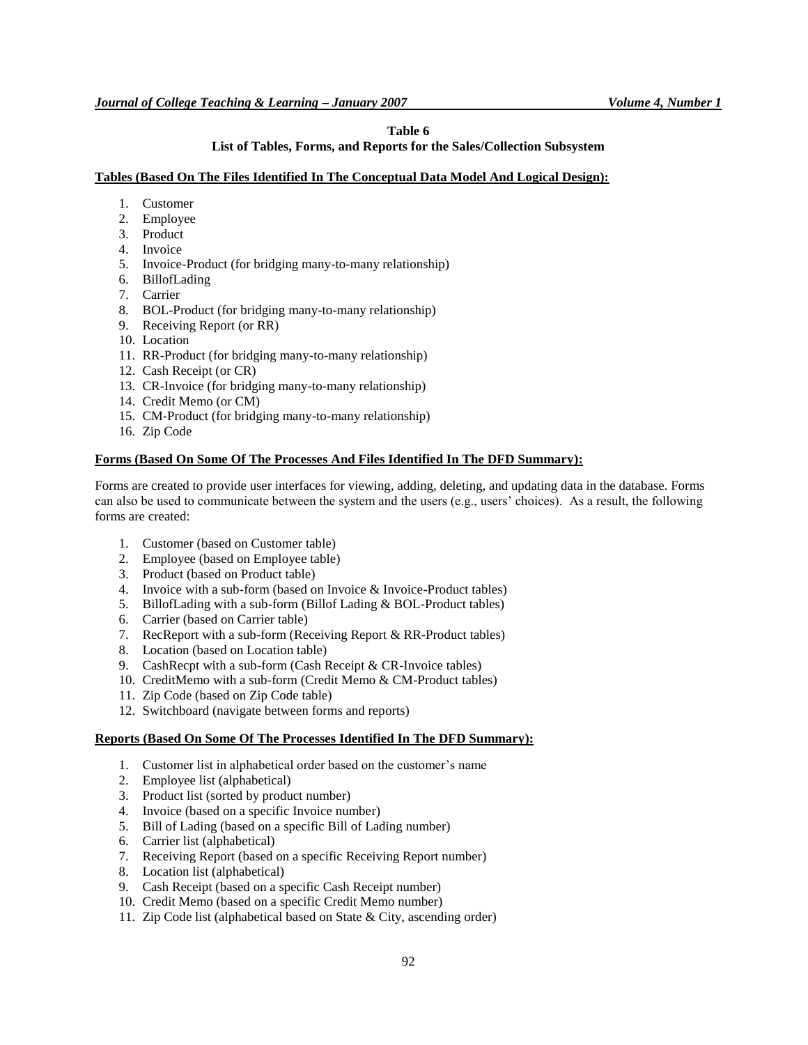**Table 6**
**List of Tables, Forms, and Reports for the Sales/Collection Subsystem**

**Tables (Based On The Files Identified In The Conceptual Data Model And Logical Design):**

1. Customer
2. Employee
3. Product
4. Invoice
5. Invoice-Product (for bridging many-to-many relationship)
6. BillofLading
7. Carrier
8. BOL-Product (for bridging many-to-many relationship)
9. Receiving Report (or RR)
10. Location
11. RR-Product (for bridging many-to-many relationship)
12. Cash Receipt (or CR)
13. CR-Invoice (for bridging many-to-many relationship)
14. Credit Memo (or CM)
15. CM-Product (for bridging many-to-many relationship)
16. Zip Code

**Forms (Based On Some Of The Processes And Files Identified In The DFD Summary):**

Forms are created to provide user interfaces for viewing, adding, deleting, and updating data in the database. Forms can also be used to communicate between the system and the users (e.g., users' choices). As a result, the following forms are created:

1. Customer (based on Customer table)
2. Employee (based on Employee table)
3. Product (based on Product table)
4. Invoice with a sub-form (based on Invoice & Invoice-Product tables)
5. BillofLading with a sub-form (Billof Lading & BOL-Product tables)
6. Carrier (based on Carrier table)
7. RecReport with a sub-form (Receiving Report & RR-Product tables)
8. Location (based on Location table)
9. CashRecpt with a sub-form (Cash Receipt & CR-Invoice tables)
10. CreditMemo with a sub-form (Credit Memo & CM-Product tables)
11. Zip Code (based on Zip Code table)
12. Switchboard (navigate between forms and reports)

**Reports (Based On Some Of The Processes Identified In The DFD Summary):**

1. Customer list in alphabetical order based on the customer's name
2. Employee list (alphabetical)
3. Product list (sorted by product number)
4. Invoice (based on a specific Invoice number)
5. Bill of Lading (based on a specific Bill of Lading number)
6. Carrier list (alphabetical)
7. Receiving Report (based on a specific Receiving Report number)
8. Location list (alphabetical)
9. Cash Receipt (based on a specific Cash Receipt number)
10. Credit Memo (based on a specific Credit Memo number)
11. Zip Code list (alphabetical based on State & City, ascending order)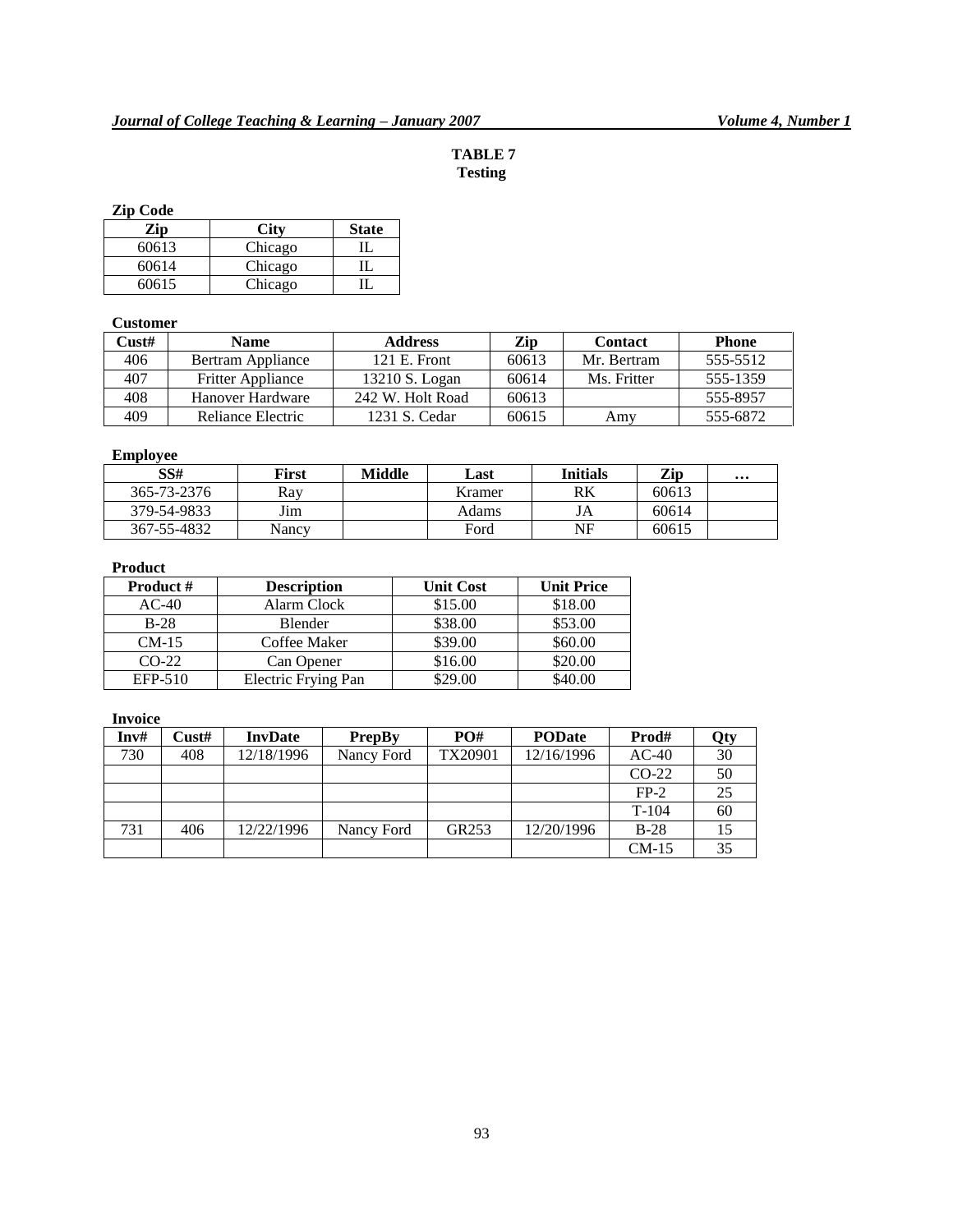**TABLE 7**
**Testing**

**Zip Code**

| Zip | City | State |
|---|---|---|
| 60613 | Chicago | IL |
| 60614 | Chicago | IL |
| 60615 | Chicago | IL |

**Customer**

| Cust# | Name | Address | Zip | Contact | Phone |
|---|---|---|---|---|---|
| 406 | Bertram Appliance | 121 E. Front | 60613 | Mr. Bertram | 555-5512 |
| 407 | Fritter Appliance | 13210 S. Logan | 60614 | Ms. Fritter | 555-1359 |
| 408 | Hanover Hardware | 242 W. Holt Road | 60613 | | 555-8957 |
| 409 | Reliance Electric | 1231 S. Cedar | 60615 | Amy | 555-6872 |

**Employee**

| SS# | First | Middle | Last | Initials | Zip | … |
|---|---|---|---|---|---|---|
| 365-73-2376 | Ray | | Kramer | RK | 60613 | |
| 379-54-9833 | Jim | | Adams | JA | 60614 | |
| 367-55-4832 | Nancy | | Ford | NF | 60615 | |

**Product**

| Product # | Description | Unit Cost | Unit Price |
|---|---|---|---|
| AC-40 | Alarm Clock | $15.00 | $18.00 |
| B-28 | Blender | $38.00 | $53.00 |
| CM-15 | Coffee Maker | $39.00 | $60.00 |
| CO-22 | Can Opener | $16.00 | $20.00 |
| EFP-510 | Electric Frying Pan | $29.00 | $40.00 |

**Invoice**

| Inv# | Cust# | InvDate | PrepBy | PO# | PODate | Prod# | Qty |
|---|---|---|---|---|---|---|---|
| 730 | 408 | 12/18/1996 | Nancy Ford | TX20901 | 12/16/1996 | AC-40 | 30 |
| | | | | | | CO-22 | 50 |
| | | | | | | FP-2 | 25 |
| | | | | | | T-104 | 60 |
| 731 | 406 | 12/22/1996 | Nancy Ford | GR253 | 12/20/1996 | B-28 | 15 |
| | | | | | | CM-15 | 35 |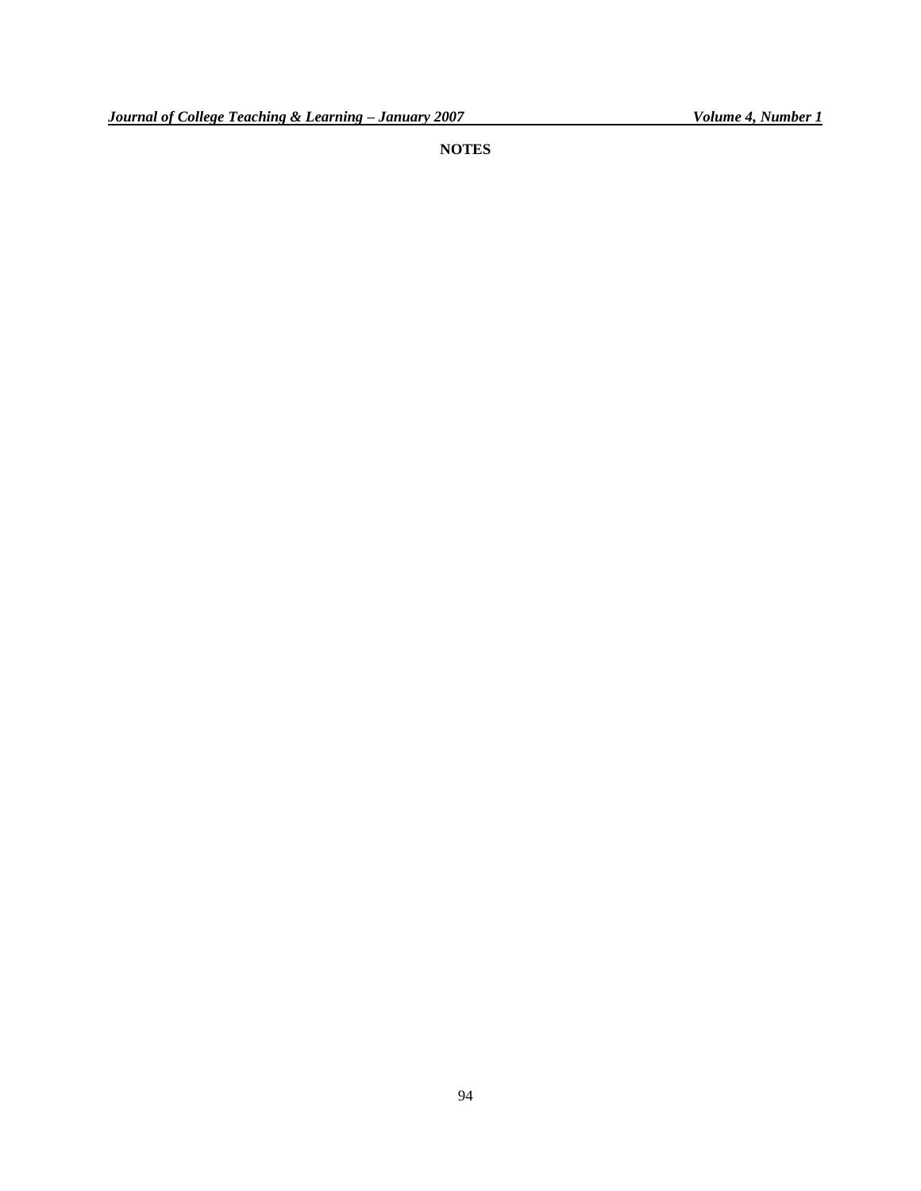**NOTES**